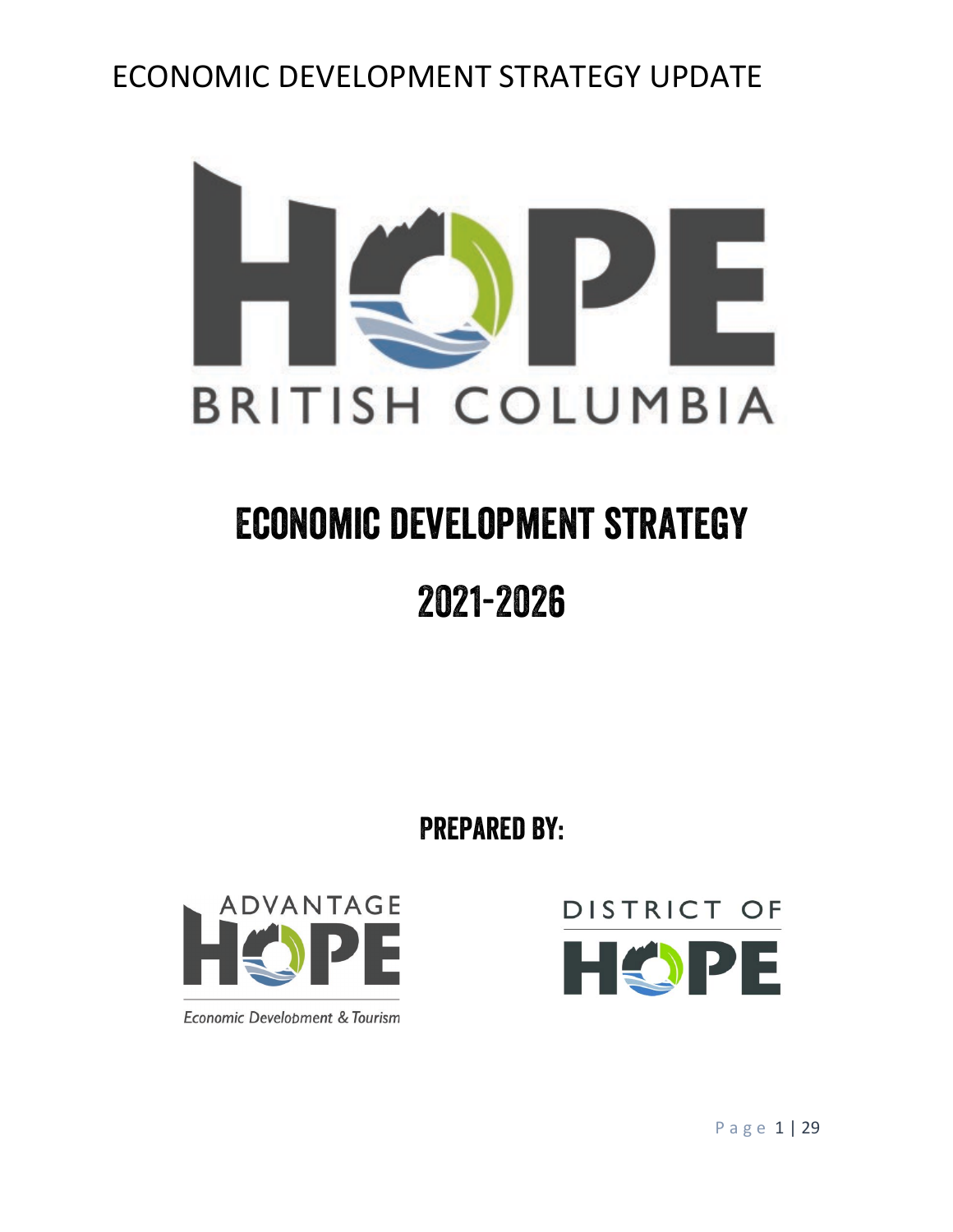ECONOMIC DEVELOPMENT STRATEGY UPDATE

HOPE

BRITISH COLUMBIA

# ECONOMIC DEVELOPMENT STRATEGY

# 2021-2026

## PREPARED BY:

ADVANTAGE HOPE

*Economic Development & Tourism*

DISTRICT OF HOPE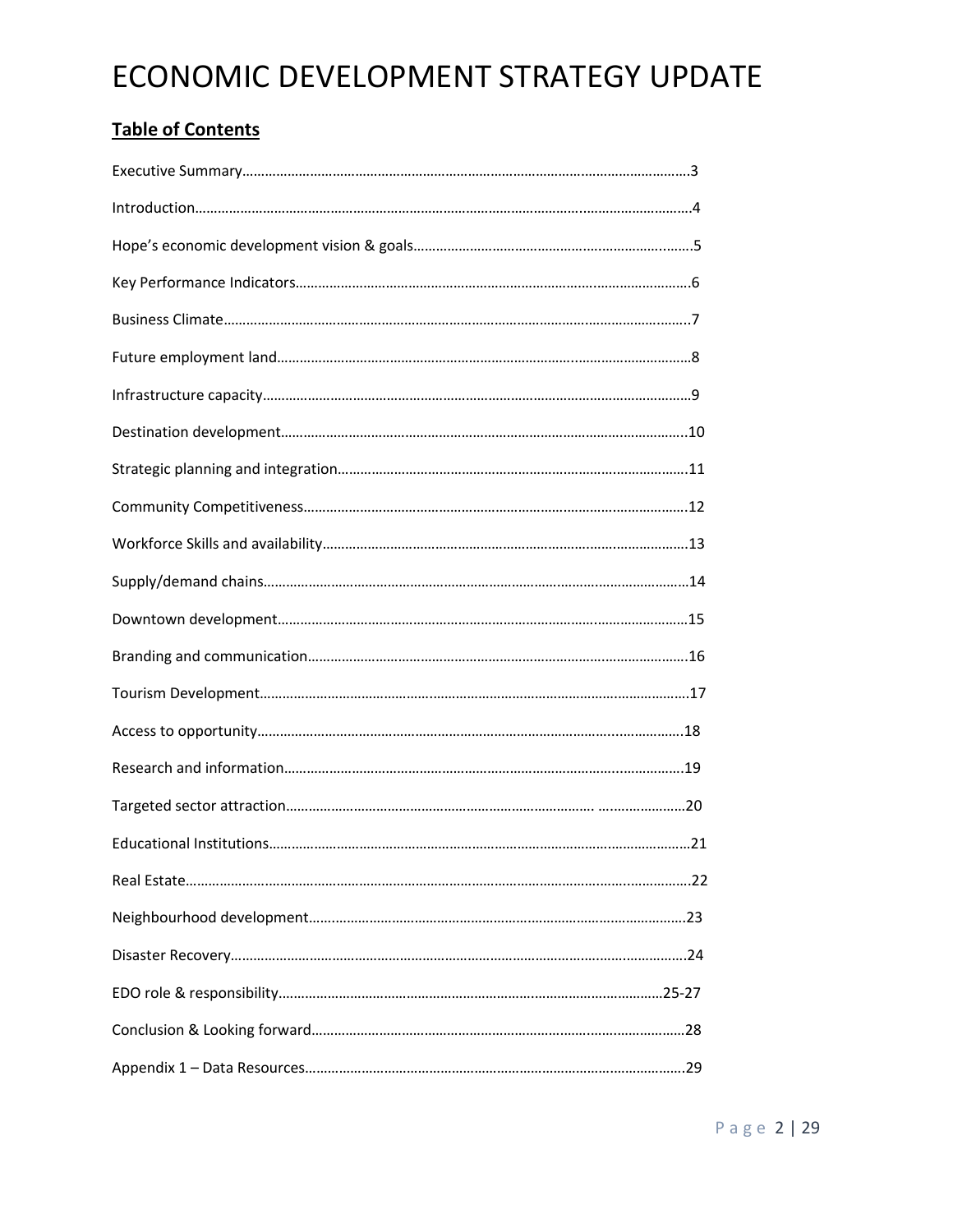# ECONOMIC DEVELOPMENT STRATEGY UPDATE

## Table of Contents

Executive Summary……………………………………………………………………………………………………3

Introduction…………………………………………………………………………………………………………4

Hope's economic development vision & goals………………………………………………………………5

Key Performance Indicators…………………………………………………………………………………6

Business Climate……………………………………………………………………………………………7

Future employment land……………………………………………………………………………………8

Infrastructure capacity………………………………………………………………………………………9

Destination development…………………………………………………………………………………10

Strategic planning and integration………………………………………………………………………11

Community Competitiveness………………………………………………………………………………12

Workforce Skills and availability…………………………………………………………………………13

Supply/demand chains……………………………………………………………………………………14

Downtown development……………………………………………………………………………………15

Branding and communication……………………………………………………………………………16

Tourism Development………………………………………………………………………………………17

Access to opportunity………………………………………………………………………………………18

Research and information…………………………………………………………………………………19

Targeted sector attraction…………………………………………………………………………………20

Educational Institutions……………………………………………………………………………………21

Real Estate……………………………………………………………………………………………………22

Neighbourhood development………………………………………………………………………………23

Disaster Recovery……………………………………………………………………………………………24

EDO role & responsibility…………………………………………………………………………………25-27

Conclusion & Looking forward……………………………………………………………………………28

Appendix 1 – Data Resources………………………………………………………………………………29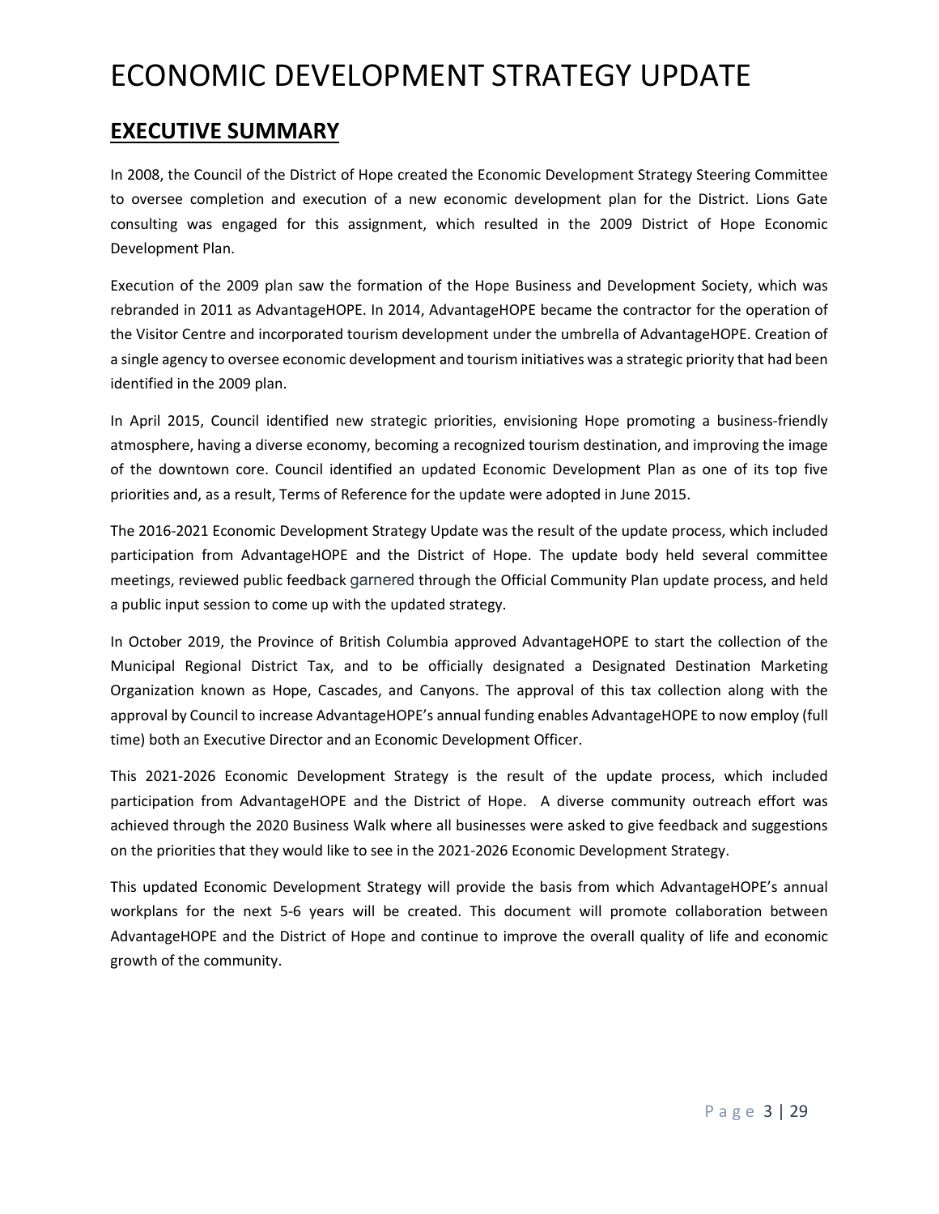# ECONOMIC DEVELOPMENT STRATEGY UPDATE

## EXECUTIVE SUMMARY

In 2008, the Council of the District of Hope created the Economic Development Strategy Steering Committee to oversee completion and execution of a new economic development plan for the District. Lions Gate consulting was engaged for this assignment, which resulted in the 2009 District of Hope Economic Development Plan.

Execution of the 2009 plan saw the formation of the Hope Business and Development Society, which was rebranded in 2011 as AdvantageHOPE. In 2014, AdvantageHOPE became the contractor for the operation of the Visitor Centre and incorporated tourism development under the umbrella of AdvantageHOPE. Creation of a single agency to oversee economic development and tourism initiatives was a strategic priority that had been identified in the 2009 plan.

In April 2015, Council identified new strategic priorities, envisioning Hope promoting a business-friendly atmosphere, having a diverse economy, becoming a recognized tourism destination, and improving the image of the downtown core. Council identified an updated Economic Development Plan as one of its top five priorities and, as a result, Terms of Reference for the update were adopted in June 2015.

The 2016-2021 Economic Development Strategy Update was the result of the update process, which included participation from AdvantageHOPE and the District of Hope. The update body held several committee meetings, reviewed public feedback garnered through the Official Community Plan update process, and held a public input session to come up with the updated strategy.

In October 2019, the Province of British Columbia approved AdvantageHOPE to start the collection of the Municipal Regional District Tax, and to be officially designated a Designated Destination Marketing Organization known as Hope, Cascades, and Canyons. The approval of this tax collection along with the approval by Council to increase AdvantageHOPE's annual funding enables AdvantageHOPE to now employ (full time) both an Executive Director and an Economic Development Officer.

This 2021-2026 Economic Development Strategy is the result of the update process, which included participation from AdvantageHOPE and the District of Hope. A diverse community outreach effort was achieved through the 2020 Business Walk where all businesses were asked to give feedback and suggestions on the priorities that they would like to see in the 2021-2026 Economic Development Strategy.

This updated Economic Development Strategy will provide the basis from which AdvantageHOPE's annual workplans for the next 5-6 years will be created. This document will promote collaboration between AdvantageHOPE and the District of Hope and continue to improve the overall quality of life and economic growth of the community.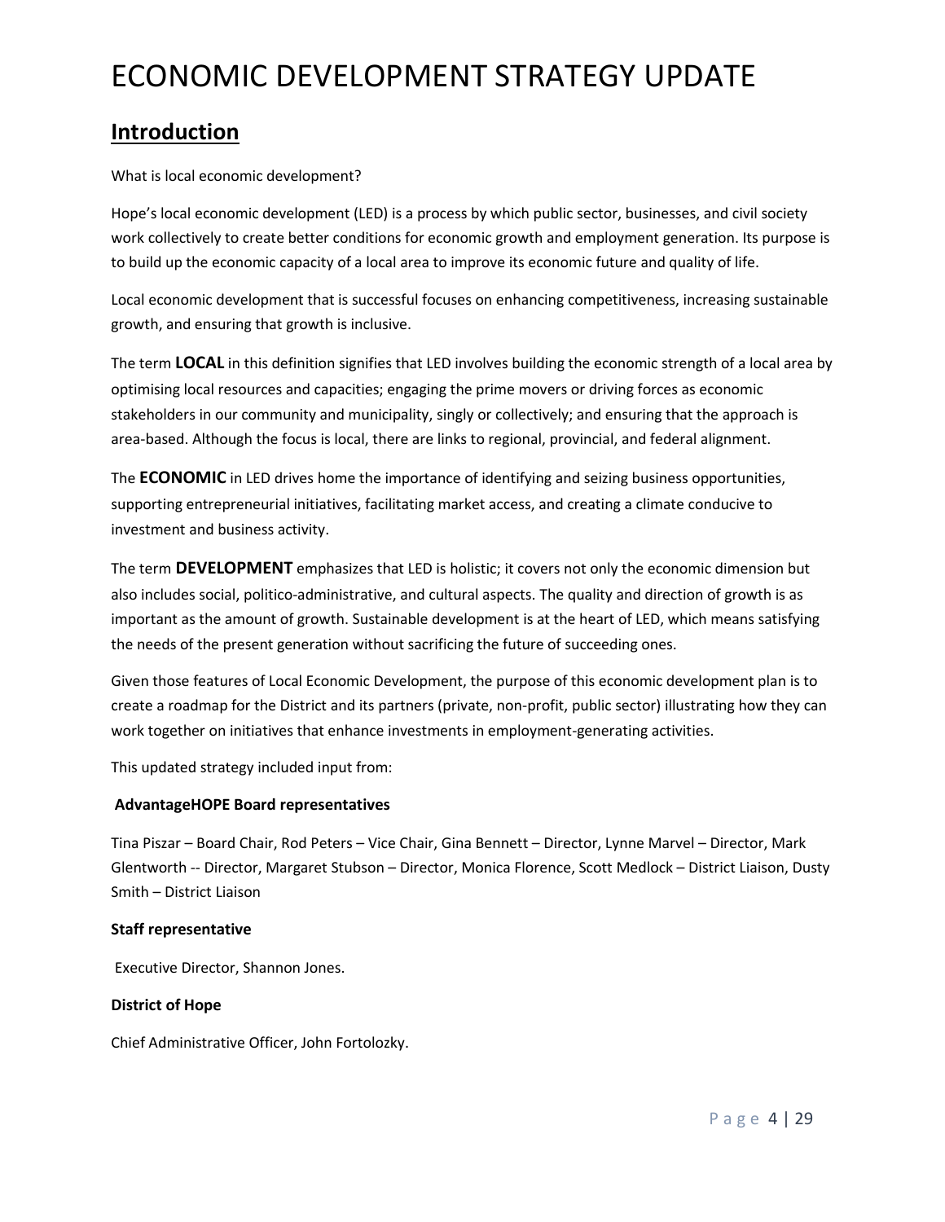# ECONOMIC DEVELOPMENT STRATEGY UPDATE

## Introduction

What is local economic development?

Hope's local economic development (LED) is a process by which public sector, businesses, and civil society work collectively to create better conditions for economic growth and employment generation. Its purpose is to build up the economic capacity of a local area to improve its economic future and quality of life.

Local economic development that is successful focuses on enhancing competitiveness, increasing sustainable growth, and ensuring that growth is inclusive.

The term **LOCAL** in this definition signifies that LED involves building the economic strength of a local area by optimising local resources and capacities; engaging the prime movers or driving forces as economic stakeholders in our community and municipality, singly or collectively; and ensuring that the approach is area-based. Although the focus is local, there are links to regional, provincial, and federal alignment.

The **ECONOMIC** in LED drives home the importance of identifying and seizing business opportunities, supporting entrepreneurial initiatives, facilitating market access, and creating a climate conducive to investment and business activity.

The term **DEVELOPMENT** emphasizes that LED is holistic; it covers not only the economic dimension but also includes social, politico-administrative, and cultural aspects. The quality and direction of growth is as important as the amount of growth. Sustainable development is at the heart of LED, which means satisfying the needs of the present generation without sacrificing the future of succeeding ones.

Given those features of Local Economic Development, the purpose of this economic development plan is to create a roadmap for the District and its partners (private, non-profit, public sector) illustrating how they can work together on initiatives that enhance investments in employment-generating activities.

This updated strategy included input from:

**AdvantageHOPE Board representatives**

Tina Piszar – Board Chair, Rod Peters – Vice Chair, Gina Bennett – Director, Lynne Marvel – Director, Mark Glentworth -- Director, Margaret Stubson – Director, Monica Florence, Scott Medlock – District Liaison, Dusty Smith – District Liaison

**Staff representative**

Executive Director, Shannon Jones.

**District of Hope**

Chief Administrative Officer, John Fortolozky.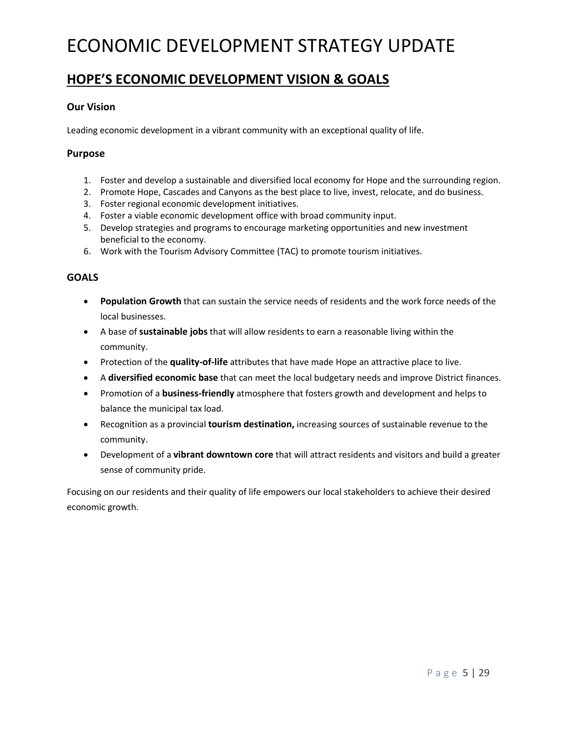# ECONOMIC DEVELOPMENT STRATEGY UPDATE

## HOPE'S ECONOMIC DEVELOPMENT VISION & GOALS

### Our Vision

Leading economic development in a vibrant community with an exceptional quality of life.

### Purpose

1. Foster and develop a sustainable and diversified local economy for Hope and the surrounding region.
2. Promote Hope, Cascades and Canyons as the best place to live, invest, relocate, and do business.
3. Foster regional economic development initiatives.
4. Foster a viable economic development office with broad community input.
5. Develop strategies and programs to encourage marketing opportunities and new investment beneficial to the economy.
6. Work with the Tourism Advisory Committee (TAC) to promote tourism initiatives.

### GOALS

- **Population Growth** that can sustain the service needs of residents and the work force needs of the local businesses.
- A base of **sustainable jobs** that will allow residents to earn a reasonable living within the community.
- Protection of the **quality-of-life** attributes that have made Hope an attractive place to live.
- A **diversified economic base** that can meet the local budgetary needs and improve District finances.
- Promotion of a **business-friendly** atmosphere that fosters growth and development and helps to balance the municipal tax load.
- Recognition as a provincial **tourism destination,** increasing sources of sustainable revenue to the community.
- Development of a **vibrant downtown core** that will attract residents and visitors and build a greater sense of community pride.

Focusing on our residents and their quality of life empowers our local stakeholders to achieve their desired economic growth.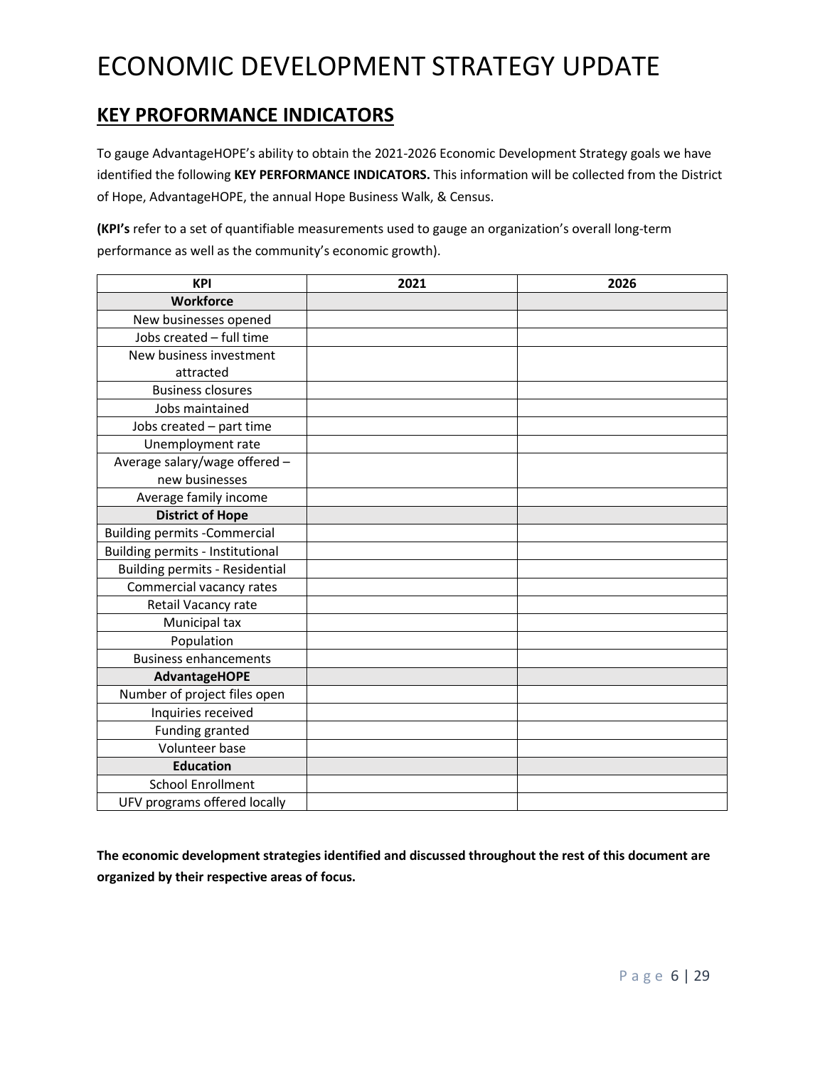# ECONOMIC DEVELOPMENT STRATEGY UPDATE

## KEY PROFORMANCE INDICATORS

To gauge AdvantageHOPE's ability to obtain the 2021-2026 Economic Development Strategy goals we have identified the following **KEY PERFORMANCE INDICATORS.** This information will be collected from the District of Hope, AdvantageHOPE, the annual Hope Business Walk, & Census.

**(KPI's** refer to a set of quantifiable measurements used to gauge an organization's overall long-term performance as well as the community's economic growth).

| KPI | 2021 | 2026 |
|---|---|---|
| **Workforce** | | |
| New businesses opened | | |
| Jobs created – full time | | |
| New business investment attracted | | |
| Business closures | | |
| Jobs maintained | | |
| Jobs created – part time | | |
| Unemployment rate | | |
| Average salary/wage offered – new businesses | | |
| Average family income | | |
| **District of Hope** | | |
| Building permits -Commercial | | |
| Building permits - Institutional | | |
| Building permits - Residential | | |
| Commercial vacancy rates | | |
| Retail Vacancy rate | | |
| Municipal tax | | |
| Population | | |
| Business enhancements | | |
| **AdvantageHOPE** | | |
| Number of project files open | | |
| Inquiries received | | |
| Funding granted | | |
| Volunteer base | | |
| **Education** | | |
| School Enrollment | | |
| UFV programs offered locally | | |

**The economic development strategies identified and discussed throughout the rest of this document are organized by their respective areas of focus.**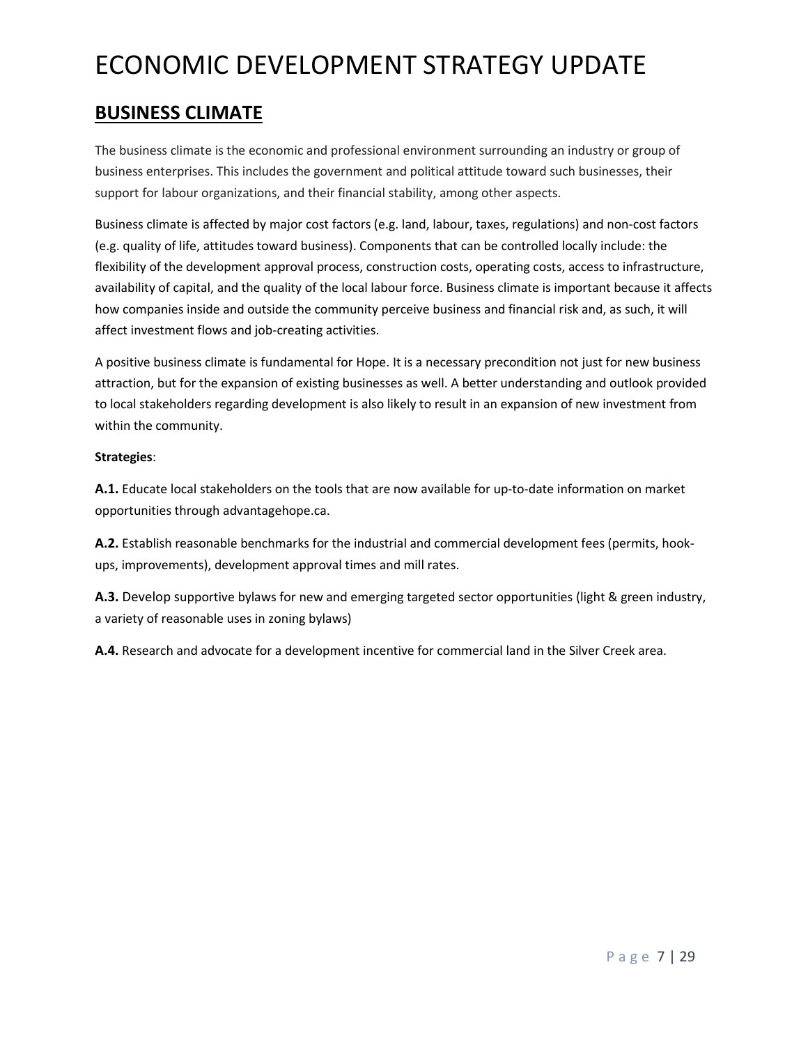# ECONOMIC DEVELOPMENT STRATEGY UPDATE

## BUSINESS CLIMATE

The business climate is the economic and professional environment surrounding an industry or group of business enterprises. This includes the government and political attitude toward such businesses, their support for labour organizations, and their financial stability, among other aspects.

Business climate is affected by major cost factors (e.g. land, labour, taxes, regulations) and non-cost factors (e.g. quality of life, attitudes toward business). Components that can be controlled locally include: the flexibility of the development approval process, construction costs, operating costs, access to infrastructure, availability of capital, and the quality of the local labour force. Business climate is important because it affects how companies inside and outside the community perceive business and financial risk and, as such, it will affect investment flows and job-creating activities.

A positive business climate is fundamental for Hope. It is a necessary precondition not just for new business attraction, but for the expansion of existing businesses as well. A better understanding and outlook provided to local stakeholders regarding development is also likely to result in an expansion of new investment from within the community.

**Strategies**:

**A.1.** Educate local stakeholders on the tools that are now available for up-to-date information on market opportunities through advantagehope.ca.

**A.2.** Establish reasonable benchmarks for the industrial and commercial development fees (permits, hook-ups, improvements), development approval times and mill rates.

**A.3.** Develop supportive bylaws for new and emerging targeted sector opportunities (light & green industry, a variety of reasonable uses in zoning bylaws)

**A.4.** Research and advocate for a development incentive for commercial land in the Silver Creek area.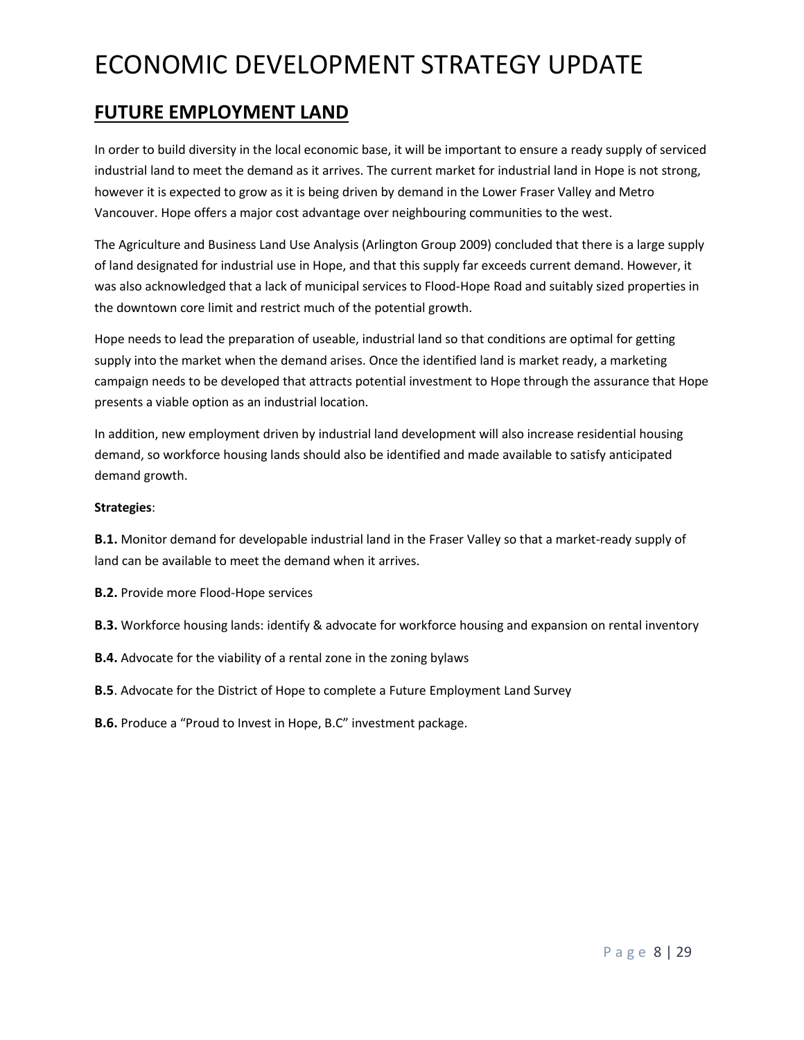# ECONOMIC DEVELOPMENT STRATEGY UPDATE

## FUTURE EMPLOYMENT LAND

In order to build diversity in the local economic base, it will be important to ensure a ready supply of serviced industrial land to meet the demand as it arrives. The current market for industrial land in Hope is not strong, however it is expected to grow as it is being driven by demand in the Lower Fraser Valley and Metro Vancouver. Hope offers a major cost advantage over neighbouring communities to the west.

The Agriculture and Business Land Use Analysis (Arlington Group 2009) concluded that there is a large supply of land designated for industrial use in Hope, and that this supply far exceeds current demand. However, it was also acknowledged that a lack of municipal services to Flood-Hope Road and suitably sized properties in the downtown core limit and restrict much of the potential growth.

Hope needs to lead the preparation of useable, industrial land so that conditions are optimal for getting supply into the market when the demand arises. Once the identified land is market ready, a marketing campaign needs to be developed that attracts potential investment to Hope through the assurance that Hope presents a viable option as an industrial location.

In addition, new employment driven by industrial land development will also increase residential housing demand, so workforce housing lands should also be identified and made available to satisfy anticipated demand growth.

**Strategies**:

**B.1.** Monitor demand for developable industrial land in the Fraser Valley so that a market-ready supply of land can be available to meet the demand when it arrives.

**B.2.** Provide more Flood-Hope services

**B.3.** Workforce housing lands: identify & advocate for workforce housing and expansion on rental inventory

**B.4.** Advocate for the viability of a rental zone in the zoning bylaws

**B.5**. Advocate for the District of Hope to complete a Future Employment Land Survey

**B.6.** Produce a "Proud to Invest in Hope, B.C" investment package.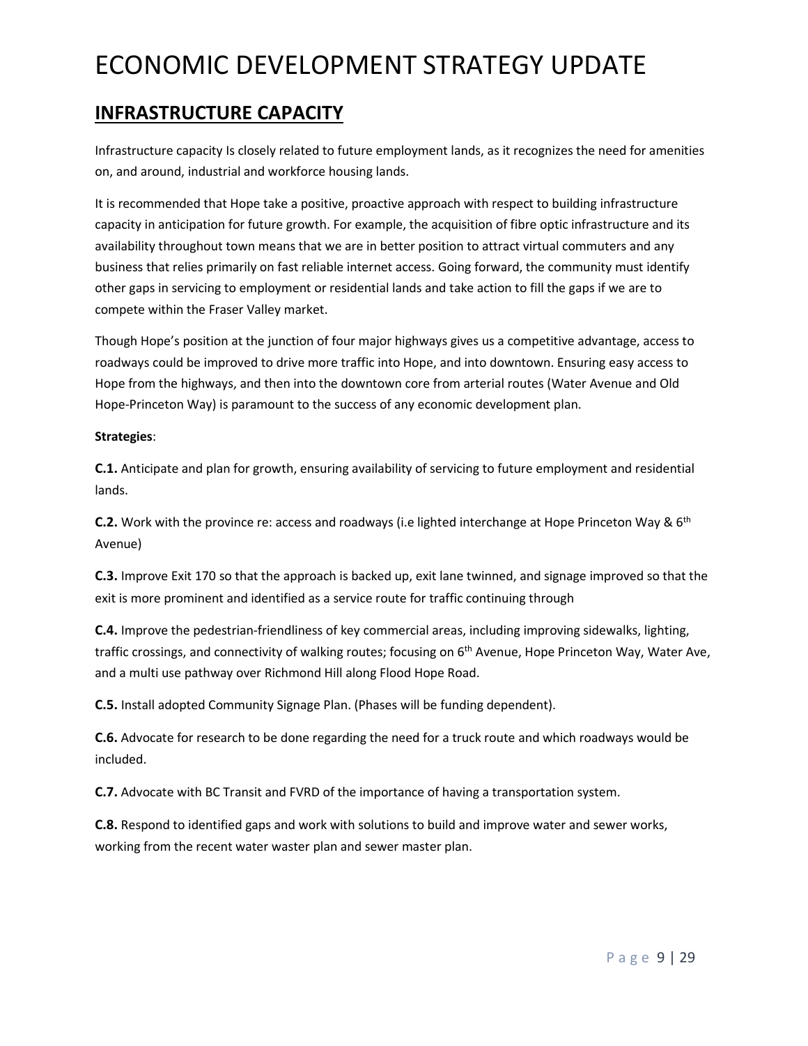# ECONOMIC DEVELOPMENT STRATEGY UPDATE

## INFRASTRUCTURE CAPACITY

Infrastructure capacity Is closely related to future employment lands, as it recognizes the need for amenities on, and around, industrial and workforce housing lands.

It is recommended that Hope take a positive, proactive approach with respect to building infrastructure capacity in anticipation for future growth. For example, the acquisition of fibre optic infrastructure and its availability throughout town means that we are in better position to attract virtual commuters and any business that relies primarily on fast reliable internet access. Going forward, the community must identify other gaps in servicing to employment or residential lands and take action to fill the gaps if we are to compete within the Fraser Valley market.

Though Hope's position at the junction of four major highways gives us a competitive advantage, access to roadways could be improved to drive more traffic into Hope, and into downtown. Ensuring easy access to Hope from the highways, and then into the downtown core from arterial routes (Water Avenue and Old Hope-Princeton Way) is paramount to the success of any economic development plan.

**Strategies**:

**C.1.** Anticipate and plan for growth, ensuring availability of servicing to future employment and residential lands.

**C.2.** Work with the province re: access and roadways (i.e lighted interchange at Hope Princeton Way & 6th Avenue)

**C.3.** Improve Exit 170 so that the approach is backed up, exit lane twinned, and signage improved so that the exit is more prominent and identified as a service route for traffic continuing through

**C.4.** Improve the pedestrian-friendliness of key commercial areas, including improving sidewalks, lighting, traffic crossings, and connectivity of walking routes; focusing on 6th Avenue, Hope Princeton Way, Water Ave, and a multi use pathway over Richmond Hill along Flood Hope Road.

**C.5.** Install adopted Community Signage Plan. (Phases will be funding dependent).

**C.6.** Advocate for research to be done regarding the need for a truck route and which roadways would be included.

**C.7.** Advocate with BC Transit and FVRD of the importance of having a transportation system.

**C.8.** Respond to identified gaps and work with solutions to build and improve water and sewer works, working from the recent water waster plan and sewer master plan.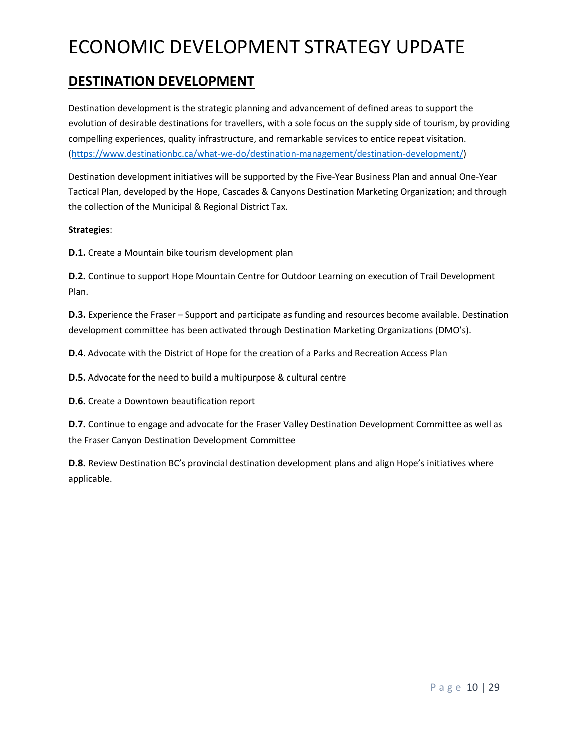# ECONOMIC DEVELOPMENT STRATEGY UPDATE

## DESTINATION DEVELOPMENT

Destination development is the strategic planning and advancement of defined areas to support the evolution of desirable destinations for travellers, with a sole focus on the supply side of tourism, by providing compelling experiences, quality infrastructure, and remarkable services to entice repeat visitation. (https://www.destinationbc.ca/what-we-do/destination-management/destination-development/)

Destination development initiatives will be supported by the Five-Year Business Plan and annual One-Year Tactical Plan, developed by the Hope, Cascades & Canyons Destination Marketing Organization; and through the collection of the Municipal & Regional District Tax.

**Strategies**:

**D.1.** Create a Mountain bike tourism development plan

**D.2.** Continue to support Hope Mountain Centre for Outdoor Learning on execution of Trail Development Plan.

**D.3.** Experience the Fraser – Support and participate as funding and resources become available. Destination development committee has been activated through Destination Marketing Organizations (DMO's).

**D.4**. Advocate with the District of Hope for the creation of a Parks and Recreation Access Plan

**D.5.** Advocate for the need to build a multipurpose & cultural centre

**D.6.** Create a Downtown beautification report

**D.7.** Continue to engage and advocate for the Fraser Valley Destination Development Committee as well as the Fraser Canyon Destination Development Committee

**D.8.** Review Destination BC's provincial destination development plans and align Hope's initiatives where applicable.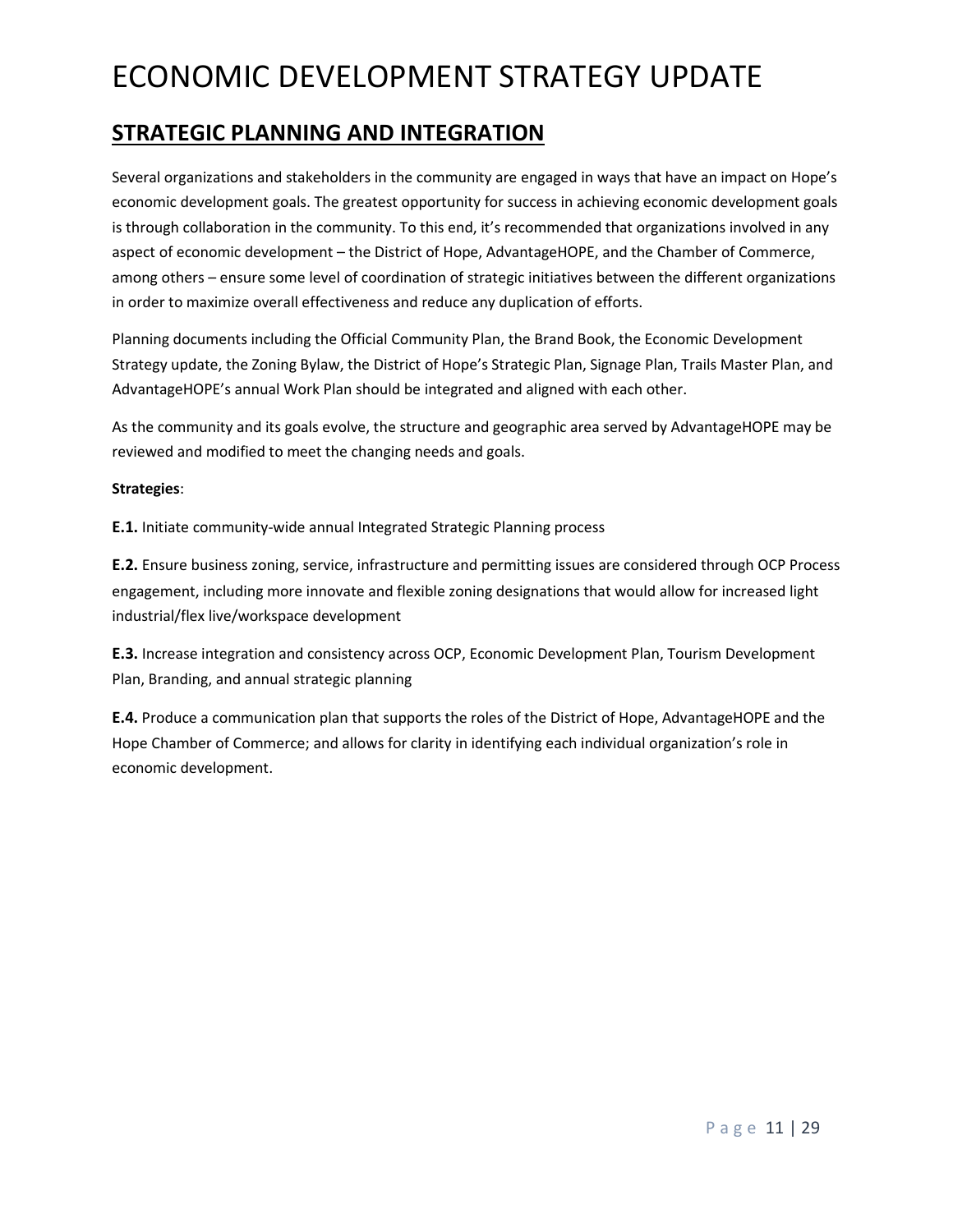# ECONOMIC DEVELOPMENT STRATEGY UPDATE

## STRATEGIC PLANNING AND INTEGRATION

Several organizations and stakeholders in the community are engaged in ways that have an impact on Hope's economic development goals. The greatest opportunity for success in achieving economic development goals is through collaboration in the community. To this end, it's recommended that organizations involved in any aspect of economic development – the District of Hope, AdvantageHOPE, and the Chamber of Commerce, among others – ensure some level of coordination of strategic initiatives between the different organizations in order to maximize overall effectiveness and reduce any duplication of efforts.

Planning documents including the Official Community Plan, the Brand Book, the Economic Development Strategy update, the Zoning Bylaw, the District of Hope's Strategic Plan, Signage Plan, Trails Master Plan, and AdvantageHOPE's annual Work Plan should be integrated and aligned with each other.

As the community and its goals evolve, the structure and geographic area served by AdvantageHOPE may be reviewed and modified to meet the changing needs and goals.

**Strategies**:

**E.1.** Initiate community-wide annual Integrated Strategic Planning process

**E.2.** Ensure business zoning, service, infrastructure and permitting issues are considered through OCP Process engagement, including more innovate and flexible zoning designations that would allow for increased light industrial/flex live/workspace development

**E.3.** Increase integration and consistency across OCP, Economic Development Plan, Tourism Development Plan, Branding, and annual strategic planning

**E.4.** Produce a communication plan that supports the roles of the District of Hope, AdvantageHOPE and the Hope Chamber of Commerce; and allows for clarity in identifying each individual organization's role in economic development.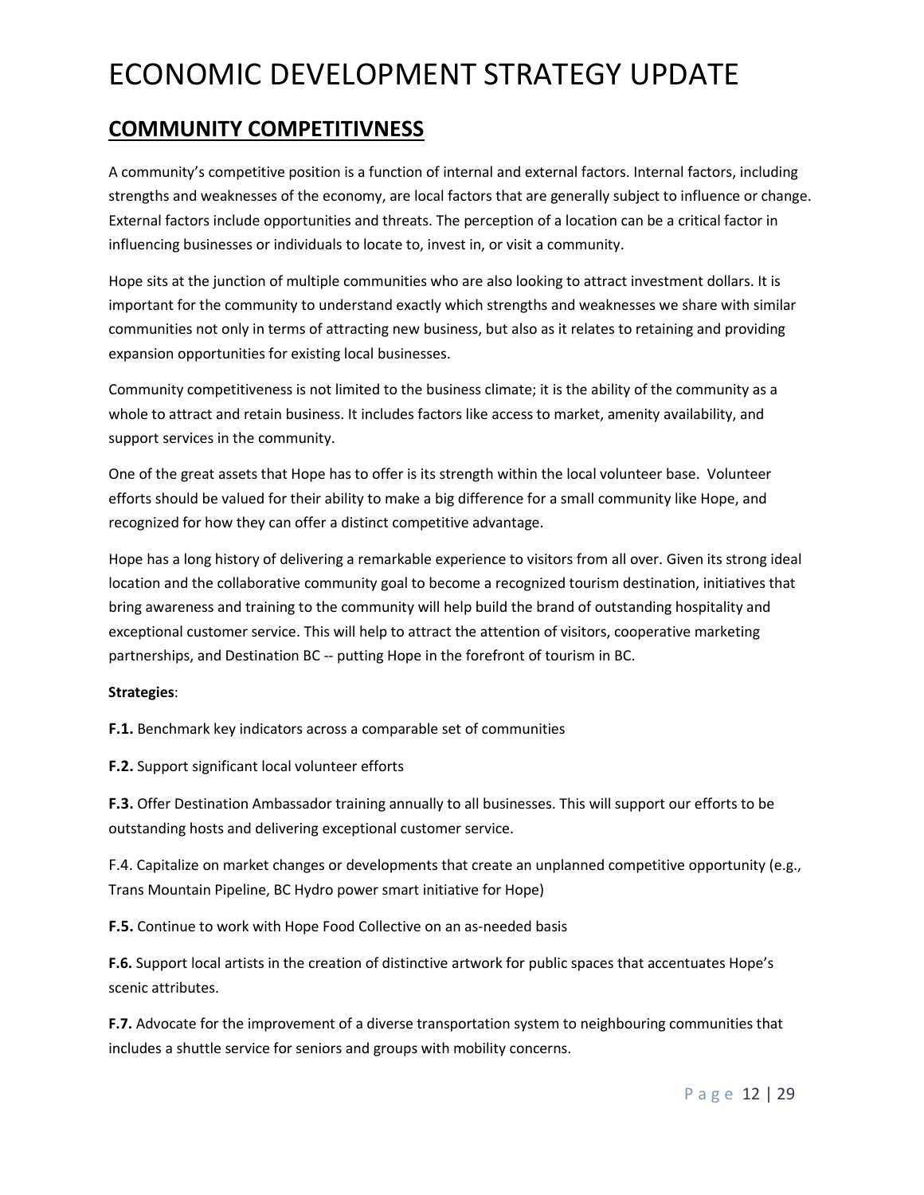# ECONOMIC DEVELOPMENT STRATEGY UPDATE

## COMMUNITY COMPETITIVNESS

A community's competitive position is a function of internal and external factors. Internal factors, including strengths and weaknesses of the economy, are local factors that are generally subject to influence or change. External factors include opportunities and threats. The perception of a location can be a critical factor in influencing businesses or individuals to locate to, invest in, or visit a community.

Hope sits at the junction of multiple communities who are also looking to attract investment dollars. It is important for the community to understand exactly which strengths and weaknesses we share with similar communities not only in terms of attracting new business, but also as it relates to retaining and providing expansion opportunities for existing local businesses.

Community competitiveness is not limited to the business climate; it is the ability of the community as a whole to attract and retain business. It includes factors like access to market, amenity availability, and support services in the community.

One of the great assets that Hope has to offer is its strength within the local volunteer base. Volunteer efforts should be valued for their ability to make a big difference for a small community like Hope, and recognized for how they can offer a distinct competitive advantage.

Hope has a long history of delivering a remarkable experience to visitors from all over. Given its strong ideal location and the collaborative community goal to become a recognized tourism destination, initiatives that bring awareness and training to the community will help build the brand of outstanding hospitality and exceptional customer service. This will help to attract the attention of visitors, cooperative marketing partnerships, and Destination BC -- putting Hope in the forefront of tourism in BC.

**Strategies**:

**F.1.** Benchmark key indicators across a comparable set of communities

**F.2.** Support significant local volunteer efforts

**F.3.** Offer Destination Ambassador training annually to all businesses. This will support our efforts to be outstanding hosts and delivering exceptional customer service.

F.4. Capitalize on market changes or developments that create an unplanned competitive opportunity (e.g., Trans Mountain Pipeline, BC Hydro power smart initiative for Hope)

**F.5.** Continue to work with Hope Food Collective on an as-needed basis

**F.6.** Support local artists in the creation of distinctive artwork for public spaces that accentuates Hope's scenic attributes.

**F.7.** Advocate for the improvement of a diverse transportation system to neighbouring communities that includes a shuttle service for seniors and groups with mobility concerns.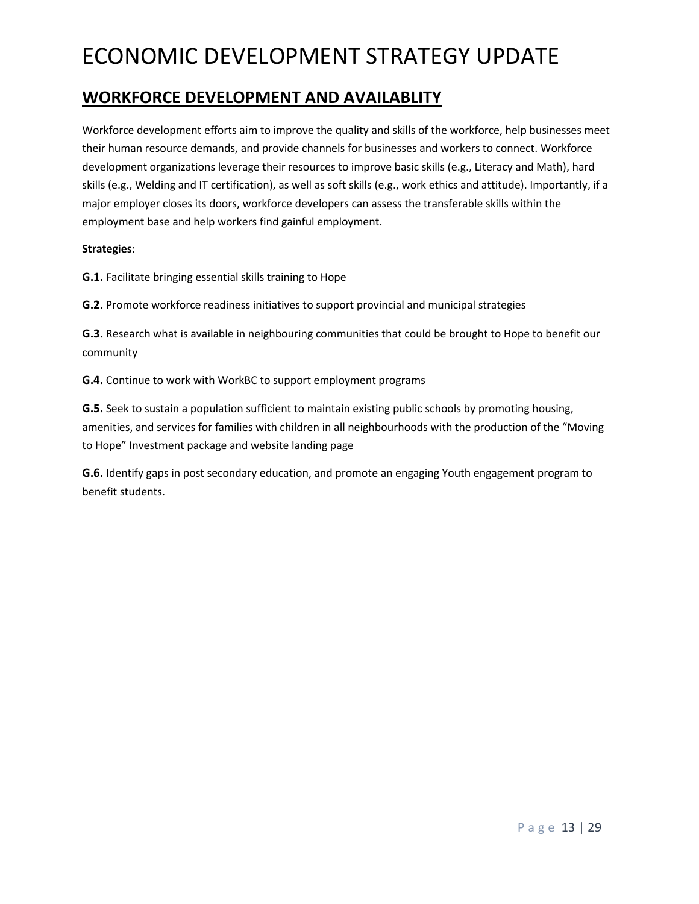# ECONOMIC DEVELOPMENT STRATEGY UPDATE

## WORKFORCE DEVELOPMENT AND AVAILABLITY

Workforce development efforts aim to improve the quality and skills of the workforce, help businesses meet their human resource demands, and provide channels for businesses and workers to connect. Workforce development organizations leverage their resources to improve basic skills (e.g., Literacy and Math), hard skills (e.g., Welding and IT certification), as well as soft skills (e.g., work ethics and attitude). Importantly, if a major employer closes its doors, workforce developers can assess the transferable skills within the employment base and help workers find gainful employment.

**Strategies**:

**G.1.** Facilitate bringing essential skills training to Hope

**G.2.** Promote workforce readiness initiatives to support provincial and municipal strategies

**G.3.** Research what is available in neighbouring communities that could be brought to Hope to benefit our community

**G.4.** Continue to work with WorkBC to support employment programs

**G.5.** Seek to sustain a population sufficient to maintain existing public schools by promoting housing, amenities, and services for families with children in all neighbourhoods with the production of the "Moving to Hope" Investment package and website landing page

**G.6.** Identify gaps in post secondary education, and promote an engaging Youth engagement program to benefit students.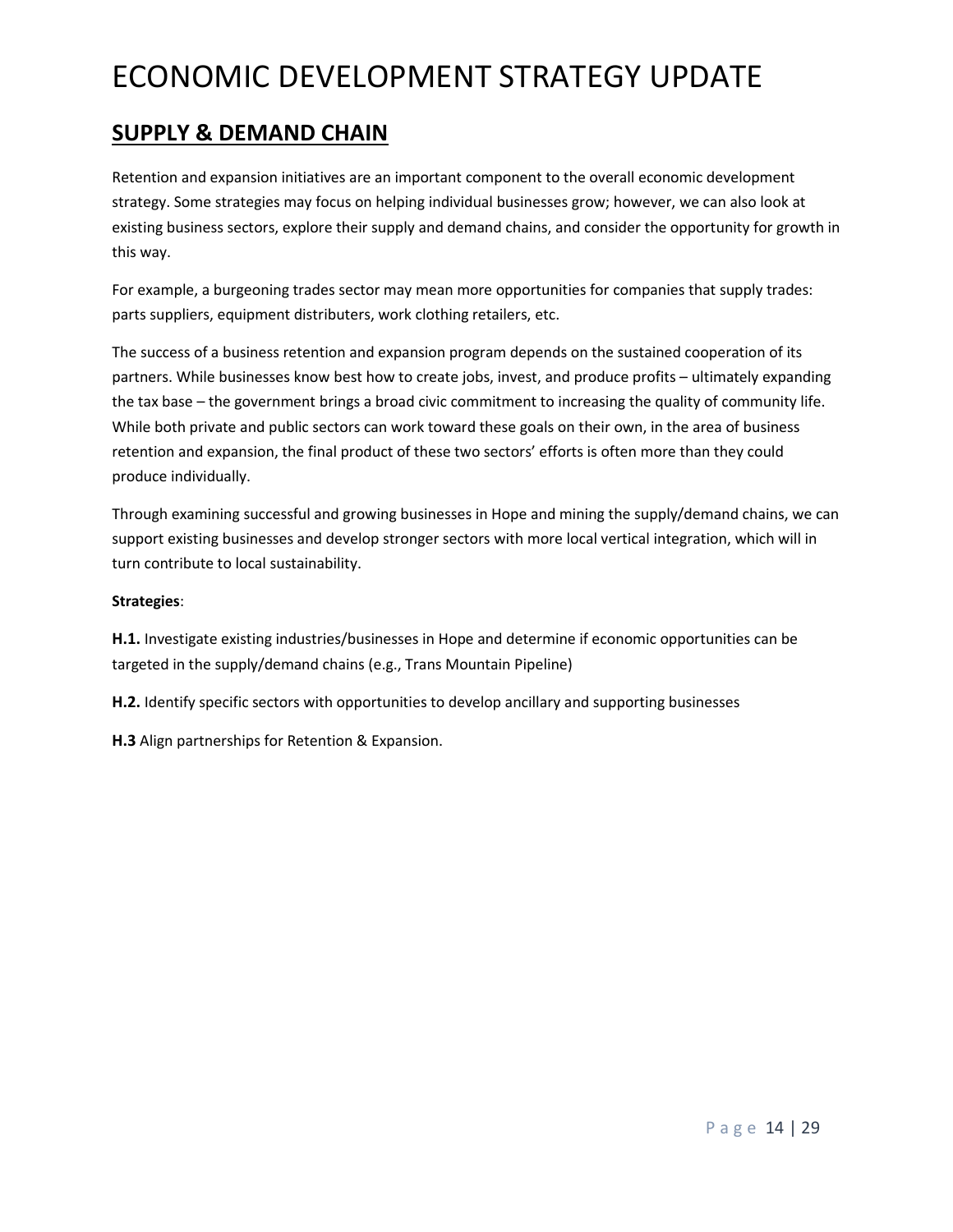# ECONOMIC DEVELOPMENT STRATEGY UPDATE

## SUPPLY & DEMAND CHAIN

Retention and expansion initiatives are an important component to the overall economic development strategy. Some strategies may focus on helping individual businesses grow; however, we can also look at existing business sectors, explore their supply and demand chains, and consider the opportunity for growth in this way.

For example, a burgeoning trades sector may mean more opportunities for companies that supply trades: parts suppliers, equipment distributers, work clothing retailers, etc.

The success of a business retention and expansion program depends on the sustained cooperation of its partners. While businesses know best how to create jobs, invest, and produce profits – ultimately expanding the tax base – the government brings a broad civic commitment to increasing the quality of community life. While both private and public sectors can work toward these goals on their own, in the area of business retention and expansion, the final product of these two sectors' efforts is often more than they could produce individually.

Through examining successful and growing businesses in Hope and mining the supply/demand chains, we can support existing businesses and develop stronger sectors with more local vertical integration, which will in turn contribute to local sustainability.

**Strategies**:

**H.1.** Investigate existing industries/businesses in Hope and determine if economic opportunities can be targeted in the supply/demand chains (e.g., Trans Mountain Pipeline)

**H.2.** Identify specific sectors with opportunities to develop ancillary and supporting businesses

**H.3** Align partnerships for Retention & Expansion.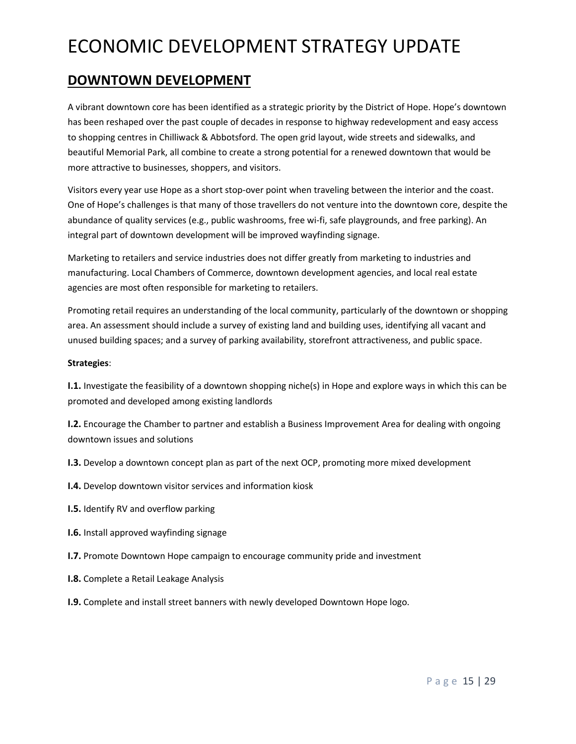# ECONOMIC DEVELOPMENT STRATEGY UPDATE

## DOWNTOWN DEVELOPMENT

A vibrant downtown core has been identified as a strategic priority by the District of Hope. Hope's downtown has been reshaped over the past couple of decades in response to highway redevelopment and easy access to shopping centres in Chilliwack & Abbotsford. The open grid layout, wide streets and sidewalks, and beautiful Memorial Park, all combine to create a strong potential for a renewed downtown that would be more attractive to businesses, shoppers, and visitors.

Visitors every year use Hope as a short stop-over point when traveling between the interior and the coast. One of Hope's challenges is that many of those travellers do not venture into the downtown core, despite the abundance of quality services (e.g., public washrooms, free wi-fi, safe playgrounds, and free parking). An integral part of downtown development will be improved wayfinding signage.

Marketing to retailers and service industries does not differ greatly from marketing to industries and manufacturing. Local Chambers of Commerce, downtown development agencies, and local real estate agencies are most often responsible for marketing to retailers.

Promoting retail requires an understanding of the local community, particularly of the downtown or shopping area. An assessment should include a survey of existing land and building uses, identifying all vacant and unused building spaces; and a survey of parking availability, storefront attractiveness, and public space.

**Strategies**:

**I.1.** Investigate the feasibility of a downtown shopping niche(s) in Hope and explore ways in which this can be promoted and developed among existing landlords

**I.2.** Encourage the Chamber to partner and establish a Business Improvement Area for dealing with ongoing downtown issues and solutions

**I.3.** Develop a downtown concept plan as part of the next OCP, promoting more mixed development

**I.4.** Develop downtown visitor services and information kiosk

**I.5.** Identify RV and overflow parking

**I.6.** Install approved wayfinding signage

**I.7.** Promote Downtown Hope campaign to encourage community pride and investment

**I.8.** Complete a Retail Leakage Analysis

**I.9.** Complete and install street banners with newly developed Downtown Hope logo.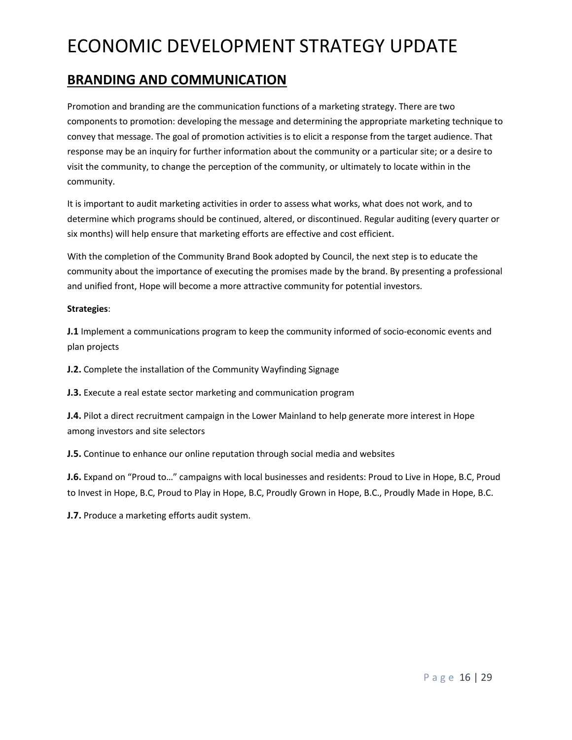# ECONOMIC DEVELOPMENT STRATEGY UPDATE

## BRANDING AND COMMUNICATION

Promotion and branding are the communication functions of a marketing strategy. There are two components to promotion: developing the message and determining the appropriate marketing technique to convey that message. The goal of promotion activities is to elicit a response from the target audience. That response may be an inquiry for further information about the community or a particular site; or a desire to visit the community, to change the perception of the community, or ultimately to locate within in the community.

It is important to audit marketing activities in order to assess what works, what does not work, and to determine which programs should be continued, altered, or discontinued. Regular auditing (every quarter or six months) will help ensure that marketing efforts are effective and cost efficient.

With the completion of the Community Brand Book adopted by Council, the next step is to educate the community about the importance of executing the promises made by the brand. By presenting a professional and unified front, Hope will become a more attractive community for potential investors.

**Strategies**:

**J.1** Implement a communications program to keep the community informed of socio-economic events and plan projects

**J.2.** Complete the installation of the Community Wayfinding Signage

**J.3.** Execute a real estate sector marketing and communication program

**J.4.** Pilot a direct recruitment campaign in the Lower Mainland to help generate more interest in Hope among investors and site selectors

**J.5.** Continue to enhance our online reputation through social media and websites

**J.6.** Expand on "Proud to…" campaigns with local businesses and residents: Proud to Live in Hope, B.C, Proud to Invest in Hope, B.C, Proud to Play in Hope, B.C, Proudly Grown in Hope, B.C., Proudly Made in Hope, B.C.

**J.7.** Produce a marketing efforts audit system.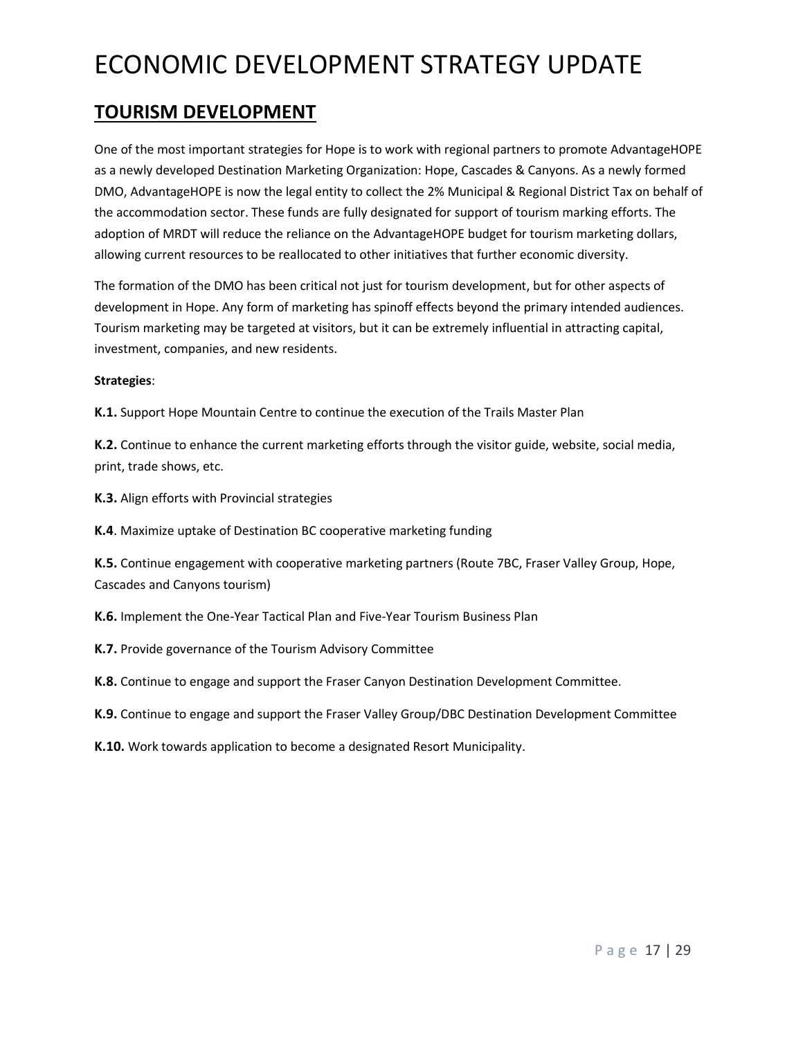# ECONOMIC DEVELOPMENT STRATEGY UPDATE

## TOURISM DEVELOPMENT

One of the most important strategies for Hope is to work with regional partners to promote AdvantageHOPE as a newly developed Destination Marketing Organization: Hope, Cascades & Canyons. As a newly formed DMO, AdvantageHOPE is now the legal entity to collect the 2% Municipal & Regional District Tax on behalf of the accommodation sector. These funds are fully designated for support of tourism marking efforts. The adoption of MRDT will reduce the reliance on the AdvantageHOPE budget for tourism marketing dollars, allowing current resources to be reallocated to other initiatives that further economic diversity.

The formation of the DMO has been critical not just for tourism development, but for other aspects of development in Hope. Any form of marketing has spinoff effects beyond the primary intended audiences. Tourism marketing may be targeted at visitors, but it can be extremely influential in attracting capital, investment, companies, and new residents.

**Strategies**:

**K.1.** Support Hope Mountain Centre to continue the execution of the Trails Master Plan

**K.2.** Continue to enhance the current marketing efforts through the visitor guide, website, social media, print, trade shows, etc.

**K.3.** Align efforts with Provincial strategies

**K.4**. Maximize uptake of Destination BC cooperative marketing funding

**K.5.** Continue engagement with cooperative marketing partners (Route 7BC, Fraser Valley Group, Hope, Cascades and Canyons tourism)

**K.6.** Implement the One-Year Tactical Plan and Five-Year Tourism Business Plan

**K.7.** Provide governance of the Tourism Advisory Committee

**K.8.** Continue to engage and support the Fraser Canyon Destination Development Committee.

**K.9.** Continue to engage and support the Fraser Valley Group/DBC Destination Development Committee

**K.10.** Work towards application to become a designated Resort Municipality.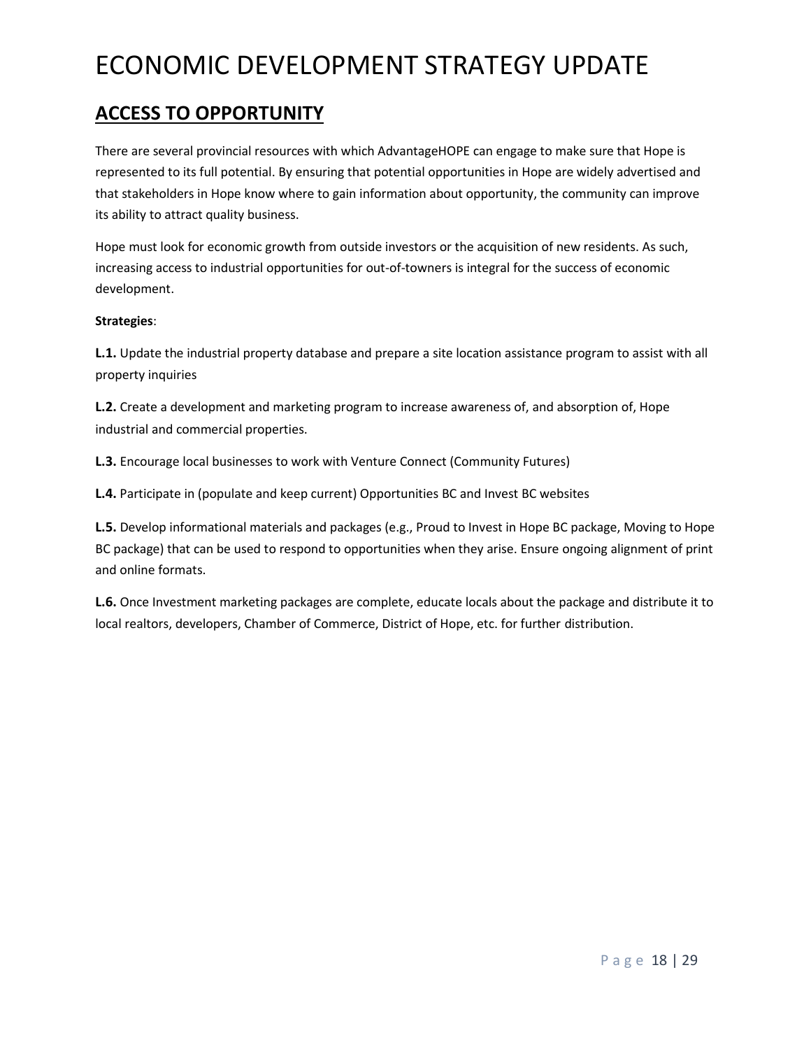# ECONOMIC DEVELOPMENT STRATEGY UPDATE

## ACCESS TO OPPORTUNITY

There are several provincial resources with which AdvantageHOPE can engage to make sure that Hope is represented to its full potential. By ensuring that potential opportunities in Hope are widely advertised and that stakeholders in Hope know where to gain information about opportunity, the community can improve its ability to attract quality business.

Hope must look for economic growth from outside investors or the acquisition of new residents. As such, increasing access to industrial opportunities for out-of-towners is integral for the success of economic development.

**Strategies**:

**L.1.** Update the industrial property database and prepare a site location assistance program to assist with all property inquiries

**L.2.** Create a development and marketing program to increase awareness of, and absorption of, Hope industrial and commercial properties.

**L.3.** Encourage local businesses to work with Venture Connect (Community Futures)

**L.4.** Participate in (populate and keep current) Opportunities BC and Invest BC websites

**L.5.** Develop informational materials and packages (e.g., Proud to Invest in Hope BC package, Moving to Hope BC package) that can be used to respond to opportunities when they arise. Ensure ongoing alignment of print and online formats.

**L.6.** Once Investment marketing packages are complete, educate locals about the package and distribute it to local realtors, developers, Chamber of Commerce, District of Hope, etc. for further distribution.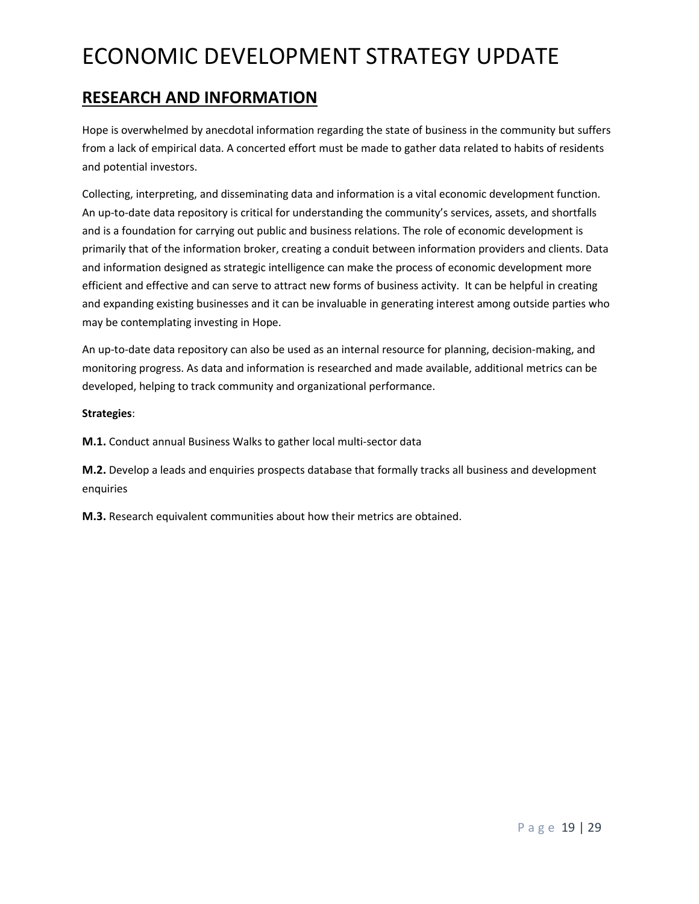# ECONOMIC DEVELOPMENT STRATEGY UPDATE

## RESEARCH AND INFORMATION

Hope is overwhelmed by anecdotal information regarding the state of business in the community but suffers from a lack of empirical data. A concerted effort must be made to gather data related to habits of residents and potential investors.

Collecting, interpreting, and disseminating data and information is a vital economic development function. An up-to-date data repository is critical for understanding the community's services, assets, and shortfalls and is a foundation for carrying out public and business relations. The role of economic development is primarily that of the information broker, creating a conduit between information providers and clients. Data and information designed as strategic intelligence can make the process of economic development more efficient and effective and can serve to attract new forms of business activity. It can be helpful in creating and expanding existing businesses and it can be invaluable in generating interest among outside parties who may be contemplating investing in Hope.

An up-to-date data repository can also be used as an internal resource for planning, decision-making, and monitoring progress. As data and information is researched and made available, additional metrics can be developed, helping to track community and organizational performance.

**Strategies**:

**M.1.** Conduct annual Business Walks to gather local multi-sector data

**M.2.** Develop a leads and enquiries prospects database that formally tracks all business and development enquiries

**M.3.** Research equivalent communities about how their metrics are obtained.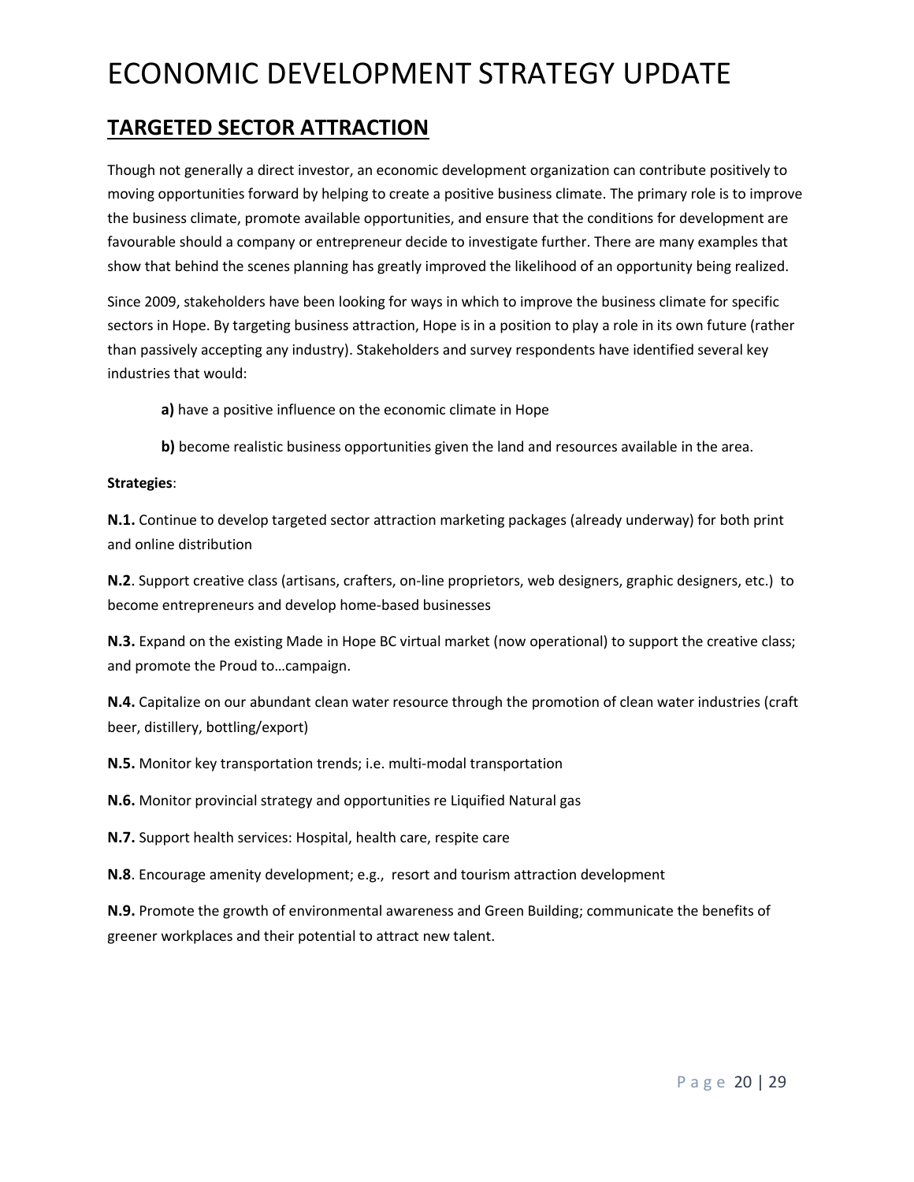# ECONOMIC DEVELOPMENT STRATEGY UPDATE

## TARGETED SECTOR ATTRACTION

Though not generally a direct investor, an economic development organization can contribute positively to moving opportunities forward by helping to create a positive business climate. The primary role is to improve the business climate, promote available opportunities, and ensure that the conditions for development are favourable should a company or entrepreneur decide to investigate further. There are many examples that show that behind the scenes planning has greatly improved the likelihood of an opportunity being realized.

Since 2009, stakeholders have been looking for ways in which to improve the business climate for specific sectors in Hope. By targeting business attraction, Hope is in a position to play a role in its own future (rather than passively accepting any industry). Stakeholders and survey respondents have identified several key industries that would:

**a)** have a positive influence on the economic climate in Hope

**b)** become realistic business opportunities given the land and resources available in the area.

**Strategies**:

**N.1.** Continue to develop targeted sector attraction marketing packages (already underway) for both print and online distribution

**N.2**. Support creative class (artisans, crafters, on-line proprietors, web designers, graphic designers, etc.) to become entrepreneurs and develop home-based businesses

**N.3.** Expand on the existing Made in Hope BC virtual market (now operational) to support the creative class; and promote the Proud to…campaign.

**N.4.** Capitalize on our abundant clean water resource through the promotion of clean water industries (craft beer, distillery, bottling/export)

**N.5.** Monitor key transportation trends; i.e. multi-modal transportation

**N.6.** Monitor provincial strategy and opportunities re Liquified Natural gas

**N.7.** Support health services: Hospital, health care, respite care

**N.8**. Encourage amenity development; e.g., resort and tourism attraction development

**N.9.** Promote the growth of environmental awareness and Green Building; communicate the benefits of greener workplaces and their potential to attract new talent.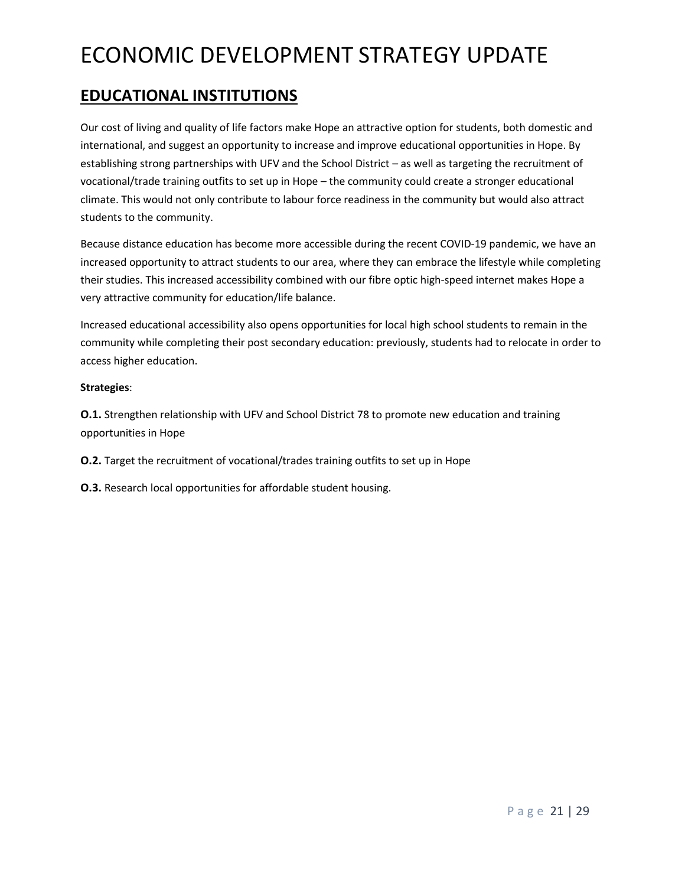# ECONOMIC DEVELOPMENT STRATEGY UPDATE

## EDUCATIONAL INSTITUTIONS

Our cost of living and quality of life factors make Hope an attractive option for students, both domestic and international, and suggest an opportunity to increase and improve educational opportunities in Hope. By establishing strong partnerships with UFV and the School District – as well as targeting the recruitment of vocational/trade training outfits to set up in Hope – the community could create a stronger educational climate. This would not only contribute to labour force readiness in the community but would also attract students to the community.

Because distance education has become more accessible during the recent COVID-19 pandemic, we have an increased opportunity to attract students to our area, where they can embrace the lifestyle while completing their studies. This increased accessibility combined with our fibre optic high-speed internet makes Hope a very attractive community for education/life balance.

Increased educational accessibility also opens opportunities for local high school students to remain in the community while completing their post secondary education: previously, students had to relocate in order to access higher education.

**Strategies**:

**O.1.** Strengthen relationship with UFV and School District 78 to promote new education and training opportunities in Hope

**O.2.** Target the recruitment of vocational/trades training outfits to set up in Hope

**O.3.** Research local opportunities for affordable student housing.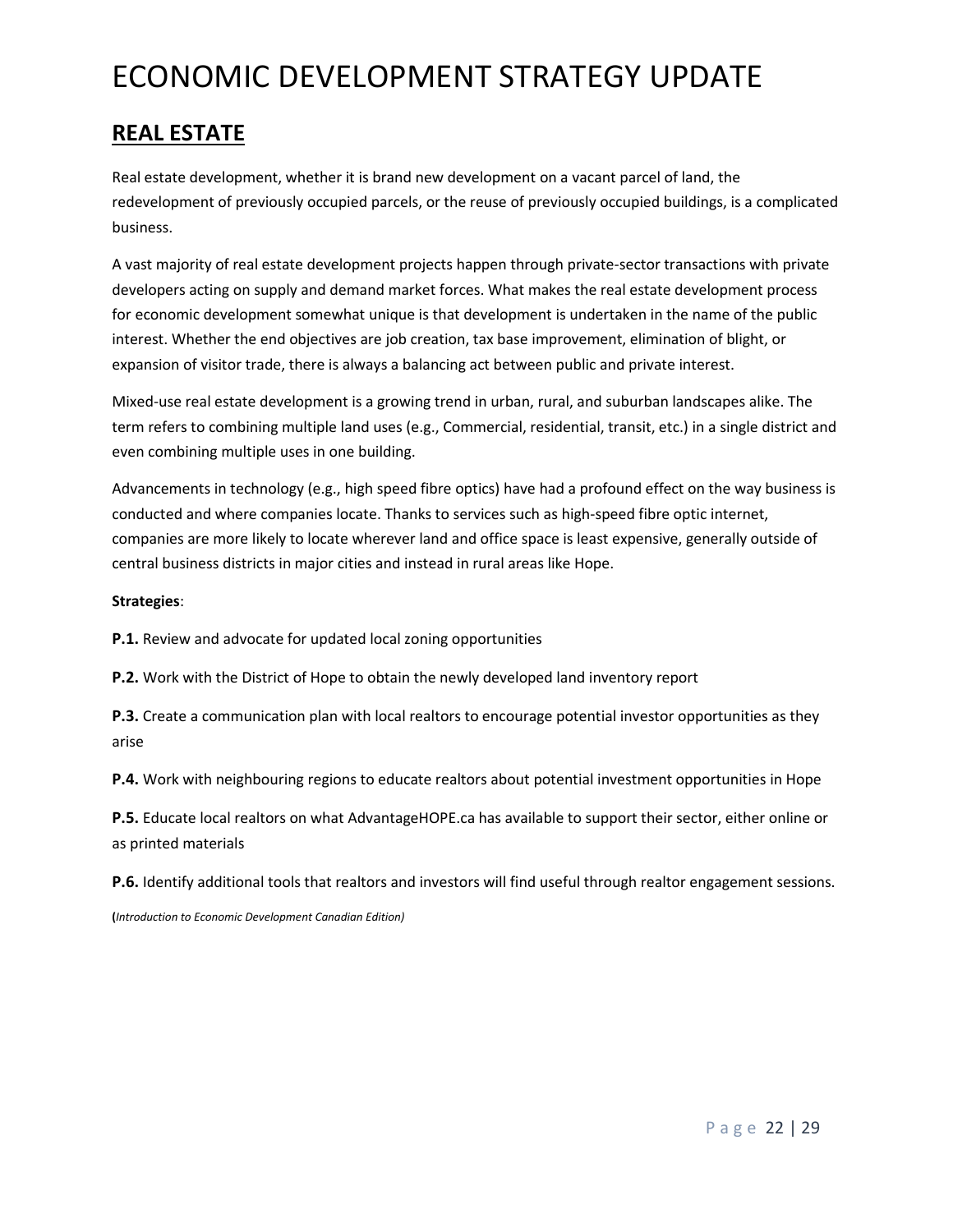# ECONOMIC DEVELOPMENT STRATEGY UPDATE

## REAL ESTATE

Real estate development, whether it is brand new development on a vacant parcel of land, the redevelopment of previously occupied parcels, or the reuse of previously occupied buildings, is a complicated business.

A vast majority of real estate development projects happen through private-sector transactions with private developers acting on supply and demand market forces. What makes the real estate development process for economic development somewhat unique is that development is undertaken in the name of the public interest. Whether the end objectives are job creation, tax base improvement, elimination of blight, or expansion of visitor trade, there is always a balancing act between public and private interest.

Mixed-use real estate development is a growing trend in urban, rural, and suburban landscapes alike. The term refers to combining multiple land uses (e.g., Commercial, residential, transit, etc.) in a single district and even combining multiple uses in one building.

Advancements in technology (e.g., high speed fibre optics) have had a profound effect on the way business is conducted and where companies locate. Thanks to services such as high-speed fibre optic internet, companies are more likely to locate wherever land and office space is least expensive, generally outside of central business districts in major cities and instead in rural areas like Hope.

**Strategies**:

**P.1.** Review and advocate for updated local zoning opportunities

**P.2.** Work with the District of Hope to obtain the newly developed land inventory report

**P.3.** Create a communication plan with local realtors to encourage potential investor opportunities as they arise

**P.4.** Work with neighbouring regions to educate realtors about potential investment opportunities in Hope

**P.5.** Educate local realtors on what AdvantageHOPE.ca has available to support their sector, either online or as printed materials

**P.6.** Identify additional tools that realtors and investors will find useful through realtor engagement sessions.

(*Introduction to Economic Development Canadian Edition)*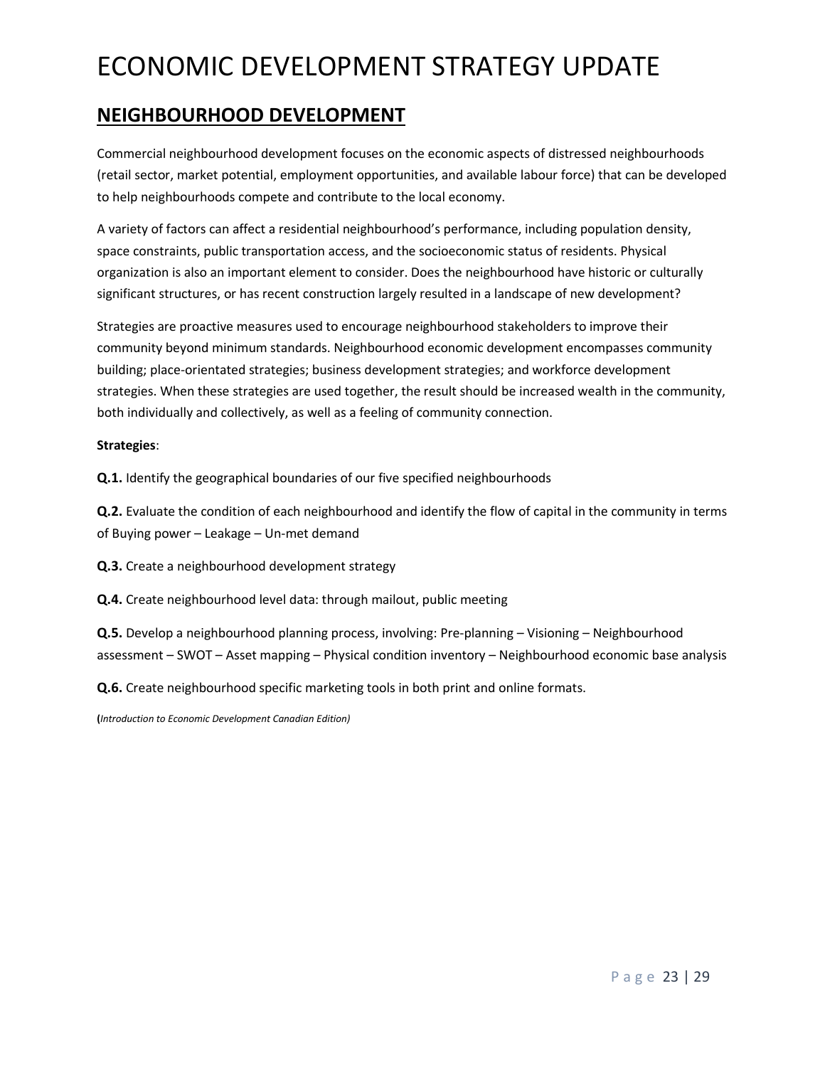# ECONOMIC DEVELOPMENT STRATEGY UPDATE

## NEIGHBOURHOOD DEVELOPMENT

Commercial neighbourhood development focuses on the economic aspects of distressed neighbourhoods (retail sector, market potential, employment opportunities, and available labour force) that can be developed to help neighbourhoods compete and contribute to the local economy.

A variety of factors can affect a residential neighbourhood's performance, including population density, space constraints, public transportation access, and the socioeconomic status of residents. Physical organization is also an important element to consider. Does the neighbourhood have historic or culturally significant structures, or has recent construction largely resulted in a landscape of new development?

Strategies are proactive measures used to encourage neighbourhood stakeholders to improve their community beyond minimum standards. Neighbourhood economic development encompasses community building; place-orientated strategies; business development strategies; and workforce development strategies. When these strategies are used together, the result should be increased wealth in the community, both individually and collectively, as well as a feeling of community connection.

**Strategies**:

**Q.1.** Identify the geographical boundaries of our five specified neighbourhoods

**Q.2.** Evaluate the condition of each neighbourhood and identify the flow of capital in the community in terms of Buying power – Leakage – Un-met demand

**Q.3.** Create a neighbourhood development strategy

**Q.4.** Create neighbourhood level data: through mailout, public meeting

**Q.5.** Develop a neighbourhood planning process, involving: Pre-planning – Visioning – Neighbourhood assessment – SWOT – Asset mapping – Physical condition inventory – Neighbourhood economic base analysis

**Q.6.** Create neighbourhood specific marketing tools in both print and online formats.

(*Introduction to Economic Development Canadian Edition)*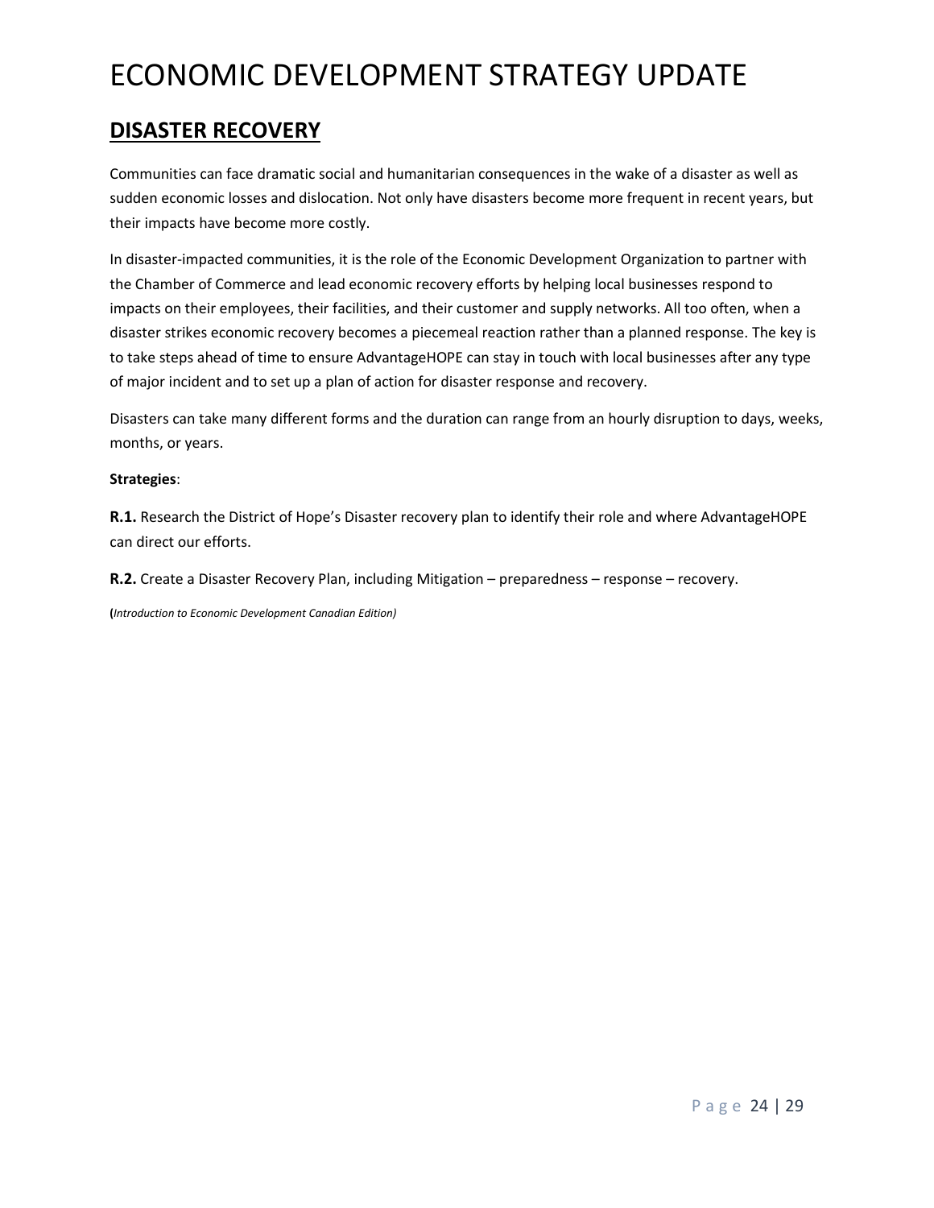# ECONOMIC DEVELOPMENT STRATEGY UPDATE

## DISASTER RECOVERY

Communities can face dramatic social and humanitarian consequences in the wake of a disaster as well as sudden economic losses and dislocation. Not only have disasters become more frequent in recent years, but their impacts have become more costly.

In disaster-impacted communities, it is the role of the Economic Development Organization to partner with the Chamber of Commerce and lead economic recovery efforts by helping local businesses respond to impacts on their employees, their facilities, and their customer and supply networks. All too often, when a disaster strikes economic recovery becomes a piecemeal reaction rather than a planned response. The key is to take steps ahead of time to ensure AdvantageHOPE can stay in touch with local businesses after any type of major incident and to set up a plan of action for disaster response and recovery.

Disasters can take many different forms and the duration can range from an hourly disruption to days, weeks, months, or years.

**Strategies**:

**R.1.** Research the District of Hope's Disaster recovery plan to identify their role and where AdvantageHOPE can direct our efforts.

**R.2.** Create a Disaster Recovery Plan, including Mitigation – preparedness – response – recovery.

**(***Introduction to Economic Development Canadian Edition)*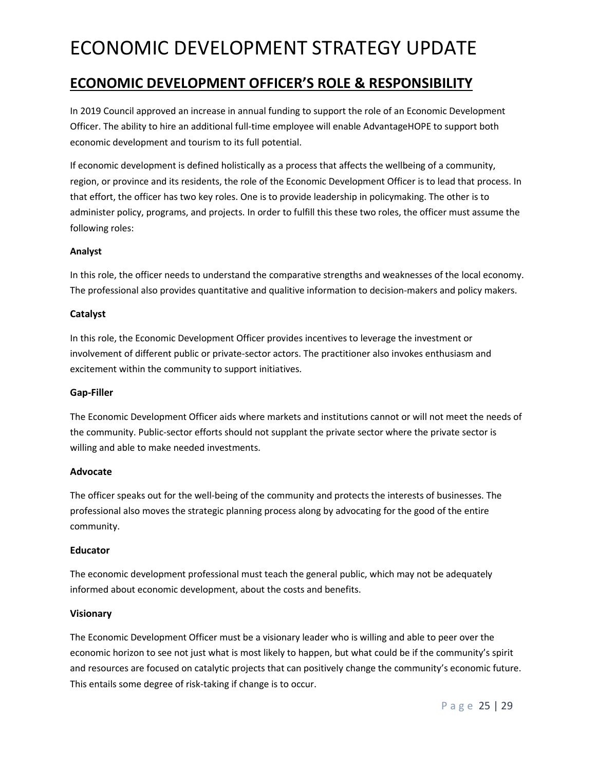# ECONOMIC DEVELOPMENT STRATEGY UPDATE

## ECONOMIC DEVELOPMENT OFFICER'S ROLE & RESPONSIBILITY

In 2019 Council approved an increase in annual funding to support the role of an Economic Development Officer. The ability to hire an additional full-time employee will enable AdvantageHOPE to support both economic development and tourism to its full potential.

If economic development is defined holistically as a process that affects the wellbeing of a community, region, or province and its residents, the role of the Economic Development Officer is to lead that process. In that effort, the officer has two key roles. One is to provide leadership in policymaking. The other is to administer policy, programs, and projects. In order to fulfill this these two roles, the officer must assume the following roles:

**Analyst**

In this role, the officer needs to understand the comparative strengths and weaknesses of the local economy. The professional also provides quantitative and qualitive information to decision-makers and policy makers.

**Catalyst**

In this role, the Economic Development Officer provides incentives to leverage the investment or involvement of different public or private-sector actors. The practitioner also invokes enthusiasm and excitement within the community to support initiatives.

**Gap-Filler**

The Economic Development Officer aids where markets and institutions cannot or will not meet the needs of the community. Public-sector efforts should not supplant the private sector where the private sector is willing and able to make needed investments.

**Advocate**

The officer speaks out for the well-being of the community and protects the interests of businesses. The professional also moves the strategic planning process along by advocating for the good of the entire community.

**Educator**

The economic development professional must teach the general public, which may not be adequately informed about economic development, about the costs and benefits.

**Visionary**

The Economic Development Officer must be a visionary leader who is willing and able to peer over the economic horizon to see not just what is most likely to happen, but what could be if the community's spirit and resources are focused on catalytic projects that can positively change the community's economic future. This entails some degree of risk-taking if change is to occur.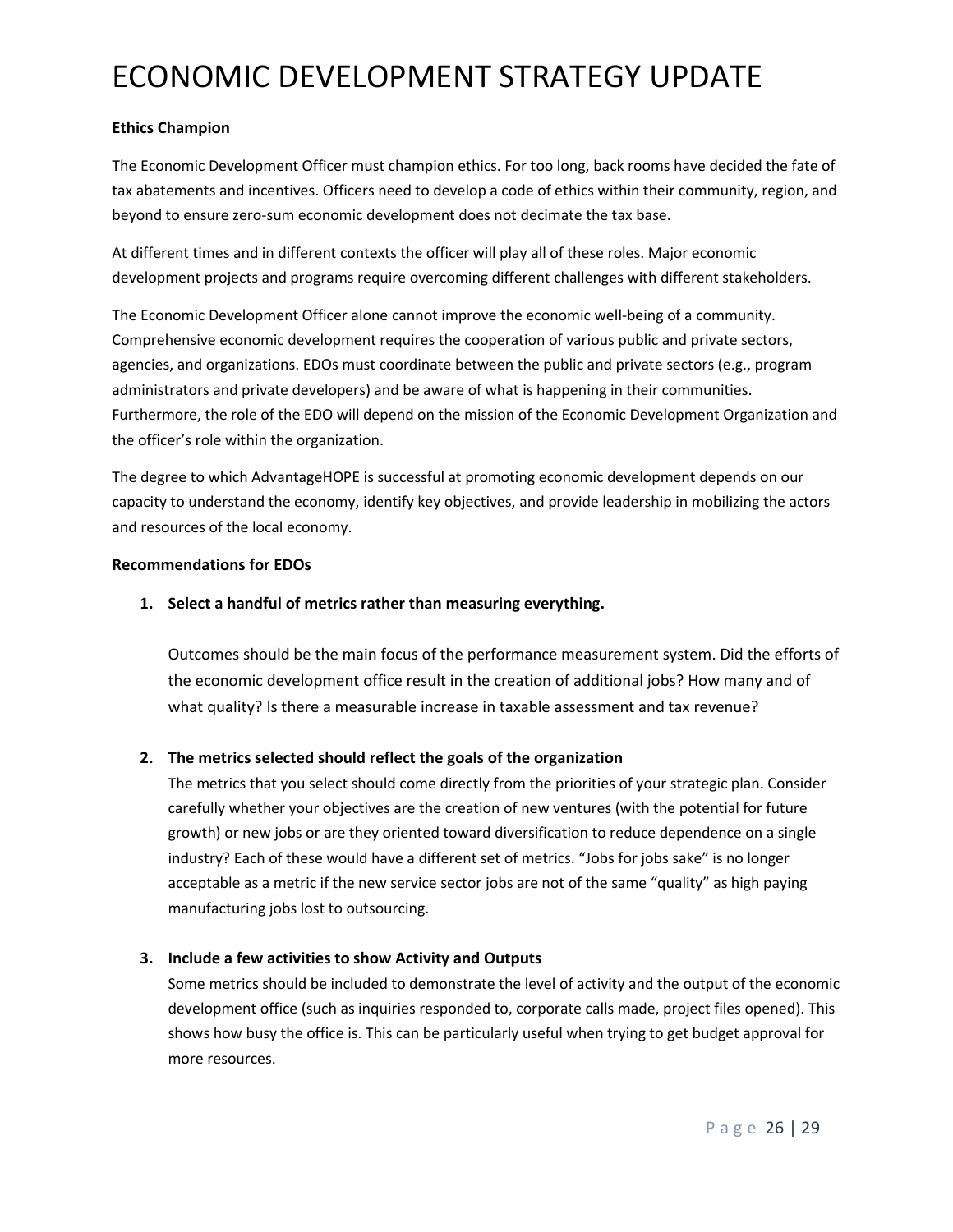**Ethics Champion**

The Economic Development Officer must champion ethics. For too long, back rooms have decided the fate of tax abatements and incentives. Officers need to develop a code of ethics within their community, region, and beyond to ensure zero-sum economic development does not decimate the tax base.

At different times and in different contexts the officer will play all of these roles. Major economic development projects and programs require overcoming different challenges with different stakeholders.

The Economic Development Officer alone cannot improve the economic well-being of a community. Comprehensive economic development requires the cooperation of various public and private sectors, agencies, and organizations. EDOs must coordinate between the public and private sectors (e.g., program administrators and private developers) and be aware of what is happening in their communities. Furthermore, the role of the EDO will depend on the mission of the Economic Development Organization and the officer's role within the organization.

The degree to which AdvantageHOPE is successful at promoting economic development depends on our capacity to understand the economy, identify key objectives, and provide leadership in mobilizing the actors and resources of the local economy.

**Recommendations for EDOs**

1. **Select a handful of metrics rather than measuring everything.**

   Outcomes should be the main focus of the performance measurement system. Did the efforts of the economic development office result in the creation of additional jobs? How many and of what quality? Is there a measurable increase in taxable assessment and tax revenue?

2. **The metrics selected should reflect the goals of the organization**

   The metrics that you select should come directly from the priorities of your strategic plan. Consider carefully whether your objectives are the creation of new ventures (with the potential for future growth) or new jobs or are they oriented toward diversification to reduce dependence on a single industry? Each of these would have a different set of metrics. "Jobs for jobs sake" is no longer acceptable as a metric if the new service sector jobs are not of the same "quality" as high paying manufacturing jobs lost to outsourcing.

3. **Include a few activities to show Activity and Outputs**

   Some metrics should be included to demonstrate the level of activity and the output of the economic development office (such as inquiries responded to, corporate calls made, project files opened). This shows how busy the office is. This can be particularly useful when trying to get budget approval for more resources.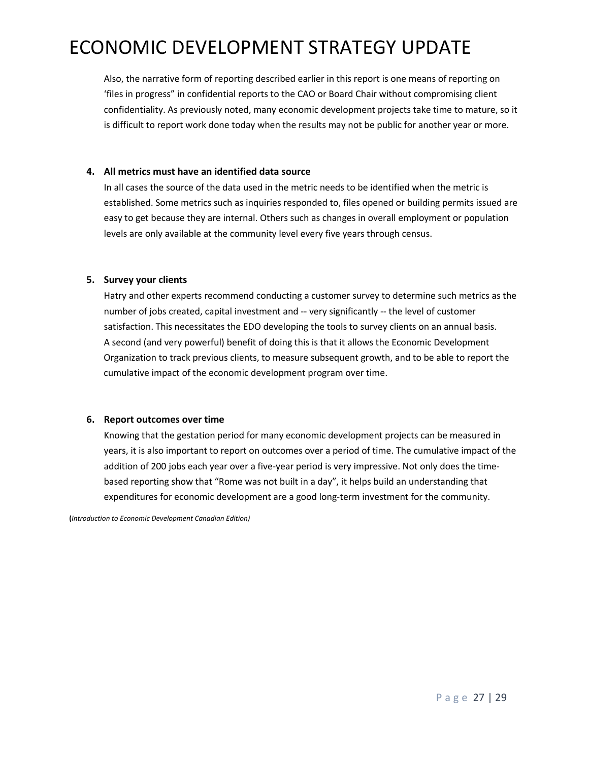Also, the narrative form of reporting described earlier in this report is one means of reporting on 'files in progress" in confidential reports to the CAO or Board Chair without compromising client confidentiality. As previously noted, many economic development projects take time to mature, so it is difficult to report work done today when the results may not be public for another year or more.

4. **All metrics must have an identified data source**
   In all cases the source of the data used in the metric needs to be identified when the metric is established. Some metrics such as inquiries responded to, files opened or building permits issued are easy to get because they are internal. Others such as changes in overall employment or population levels are only available at the community level every five years through census.

5. **Survey your clients**
   Hatry and other experts recommend conducting a customer survey to determine such metrics as the number of jobs created, capital investment and -- very significantly -- the level of customer satisfaction. This necessitates the EDO developing the tools to survey clients on an annual basis. A second (and very powerful) benefit of doing this is that it allows the Economic Development Organization to track previous clients, to measure subsequent growth, and to be able to report the cumulative impact of the economic development program over time.

6. **Report outcomes over time**
   Knowing that the gestation period for many economic development projects can be measured in years, it is also important to report on outcomes over a period of time. The cumulative impact of the addition of 200 jobs each year over a five-year period is very impressive. Not only does the time-based reporting show that "Rome was not built in a day", it helps build an understanding that expenditures for economic development are a good long-term investment for the community.

**(***Introduction to Economic Development Canadian Edition)*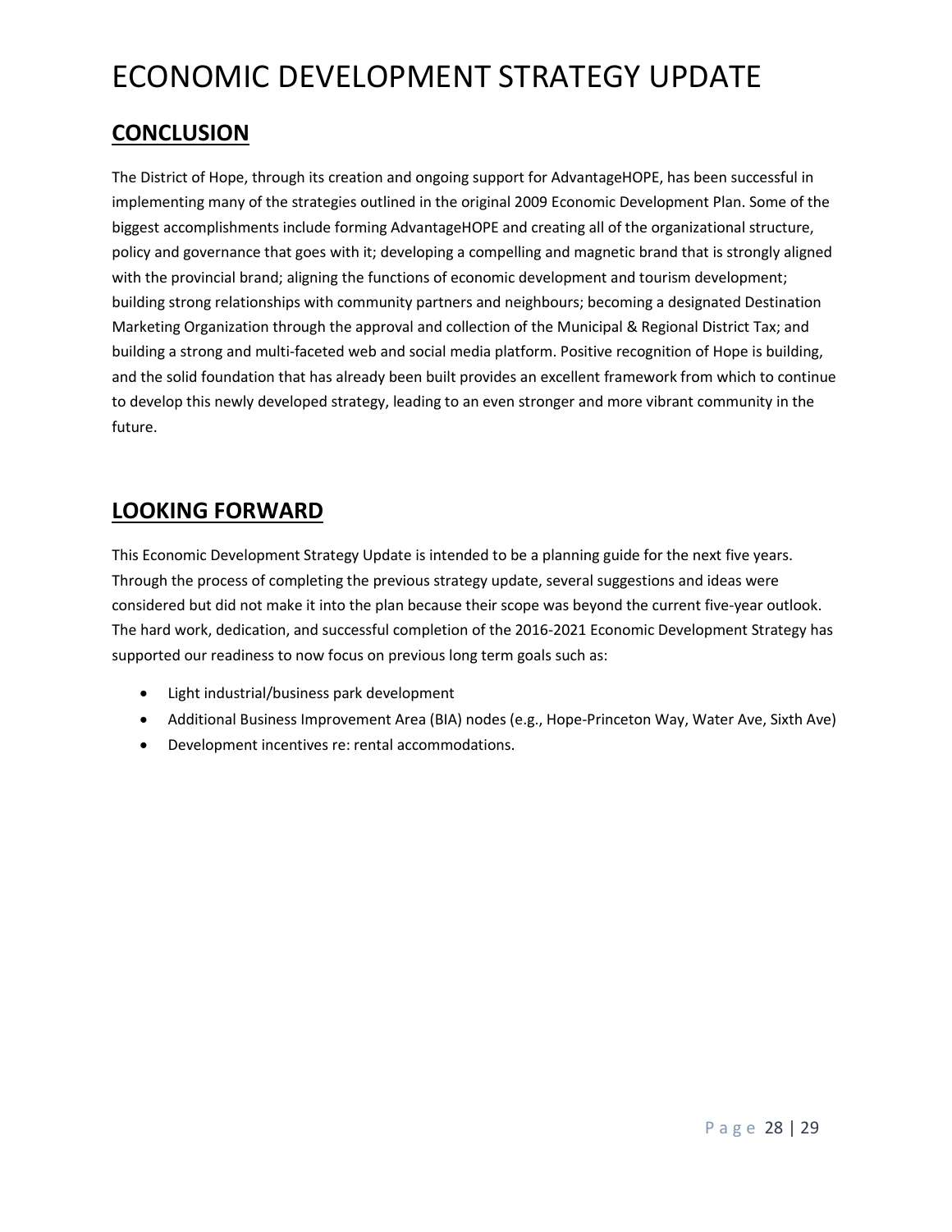# ECONOMIC DEVELOPMENT STRATEGY UPDATE

## CONCLUSION

The District of Hope, through its creation and ongoing support for AdvantageHOPE, has been successful in implementing many of the strategies outlined in the original 2009 Economic Development Plan. Some of the biggest accomplishments include forming AdvantageHOPE and creating all of the organizational structure, policy and governance that goes with it; developing a compelling and magnetic brand that is strongly aligned with the provincial brand; aligning the functions of economic development and tourism development; building strong relationships with community partners and neighbours; becoming a designated Destination Marketing Organization through the approval and collection of the Municipal & Regional District Tax; and building a strong and multi-faceted web and social media platform. Positive recognition of Hope is building, and the solid foundation that has already been built provides an excellent framework from which to continue to develop this newly developed strategy, leading to an even stronger and more vibrant community in the future.

## LOOKING FORWARD

This Economic Development Strategy Update is intended to be a planning guide for the next five years. Through the process of completing the previous strategy update, several suggestions and ideas were considered but did not make it into the plan because their scope was beyond the current five-year outlook. The hard work, dedication, and successful completion of the 2016-2021 Economic Development Strategy has supported our readiness to now focus on previous long term goals such as:

- Light industrial/business park development
- Additional Business Improvement Area (BIA) nodes (e.g., Hope-Princeton Way, Water Ave, Sixth Ave)
- Development incentives re: rental accommodations.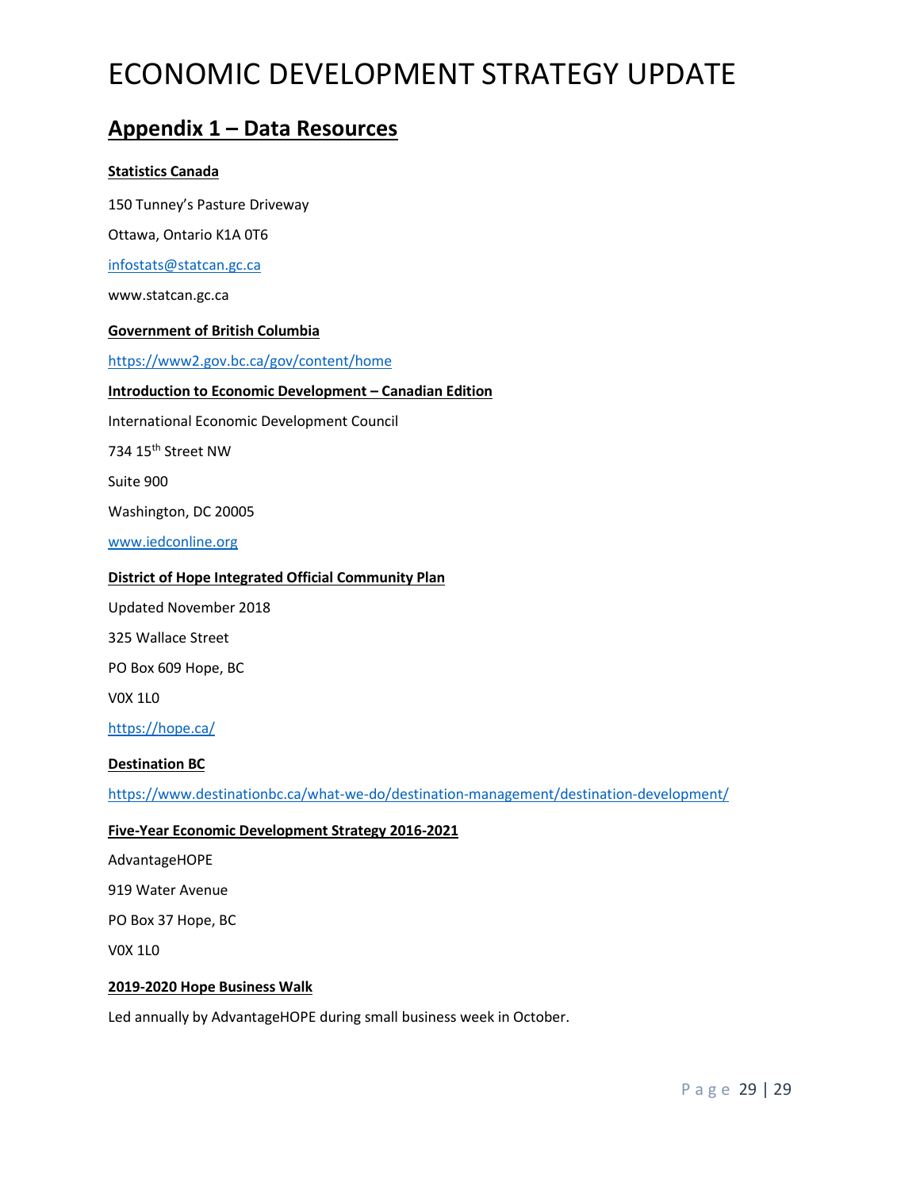# ECONOMIC DEVELOPMENT STRATEGY UPDATE

## Appendix 1 – Data Resources

**Statistics Canada**

150 Tunney's Pasture Driveway

Ottawa, Ontario K1A 0T6

infostats@statcan.gc.ca

www.statcan.gc.ca

**Government of British Columbia**

https://www2.gov.bc.ca/gov/content/home

**Introduction to Economic Development – Canadian Edition**

International Economic Development Council

734 15th Street NW

Suite 900

Washington, DC 20005

www.iedconline.org

**District of Hope Integrated Official Community Plan**

Updated November 2018

325 Wallace Street

PO Box 609 Hope, BC

V0X 1L0

https://hope.ca/

**Destination BC**

https://www.destinationbc.ca/what-we-do/destination-management/destination-development/

**Five-Year Economic Development Strategy 2016-2021**

AdvantageHOPE

919 Water Avenue

PO Box 37 Hope, BC

V0X 1L0

**2019-2020 Hope Business Walk**

Led annually by AdvantageHOPE during small business week in October.